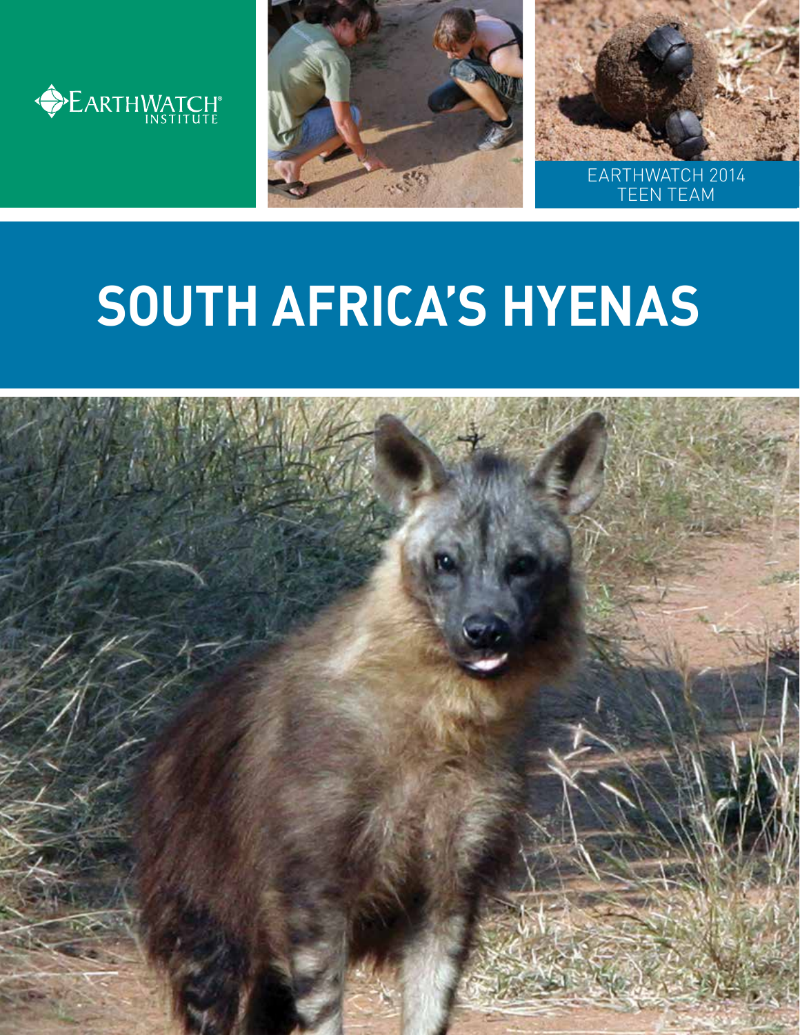EARTHWATCH INSTITUTE

EARTHWATCH 2014 TEEN TEAM

# SOUTH AFRICA'S HYENAS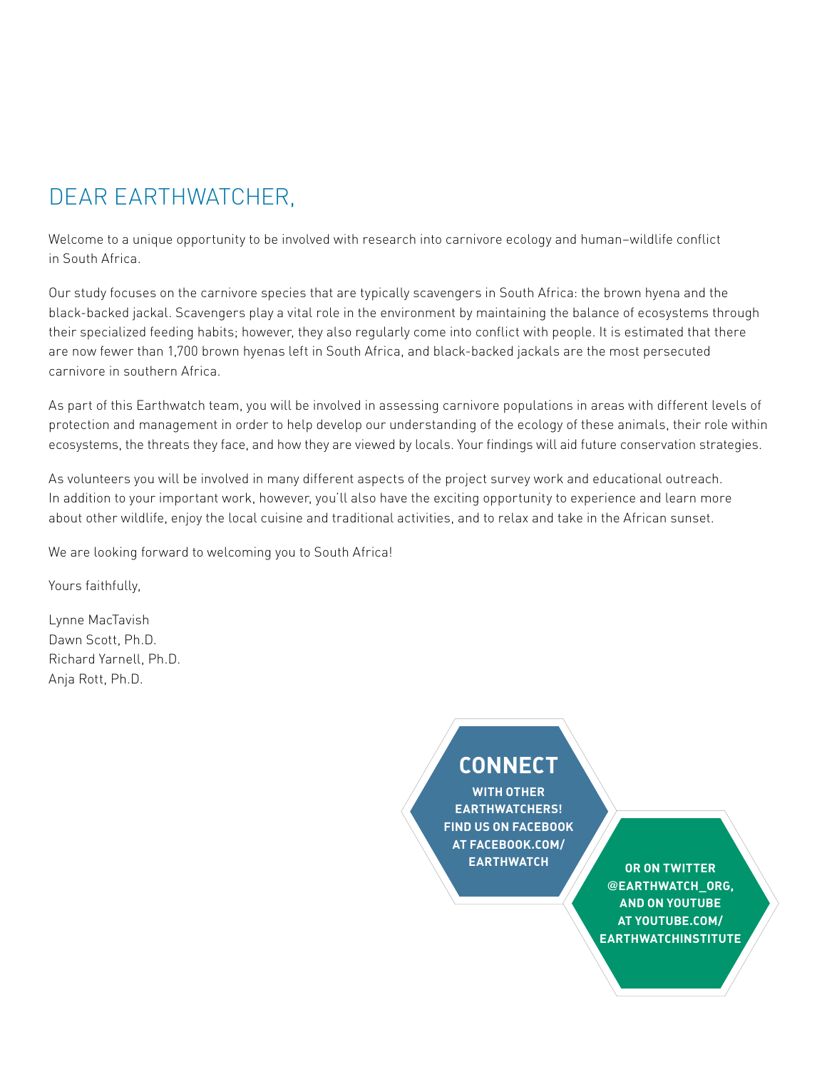# DEAR EARTHWATCHER,

Welcome to a unique opportunity to be involved with research into carnivore ecology and human–wildlife conflict in South Africa.

Our study focuses on the carnivore species that are typically scavengers in South Africa: the brown hyena and the black-backed jackal. Scavengers play a vital role in the environment by maintaining the balance of ecosystems through their specialized feeding habits; however, they also regularly come into conflict with people. It is estimated that there are now fewer than 1,700 brown hyenas left in South Africa, and black-backed jackals are the most persecuted carnivore in southern Africa.

As part of this Earthwatch team, you will be involved in assessing carnivore populations in areas with different levels of protection and management in order to help develop our understanding of the ecology of these animals, their role within ecosystems, the threats they face, and how they are viewed by locals. Your findings will aid future conservation strategies.

As volunteers you will be involved in many different aspects of the project survey work and educational outreach. In addition to your important work, however, you'll also have the exciting opportunity to experience and learn more about other wildlife, enjoy the local cuisine and traditional activities, and to relax and take in the African sunset.

We are looking forward to welcoming you to South Africa!

Yours faithfully,

Lynne MacTavish
Dawn Scott, Ph.D.
Richard Yarnell, Ph.D.
Anja Rott, Ph.D.

**CONNECT**

**WITH OTHER EARTHWATCHERS! FIND US ON FACEBOOK AT FACEBOOK.COM/EARTHWATCH**

**OR ON TWITTER @EARTHWATCH_ORG, AND ON YOUTUBE AT YOUTUBE.COM/EARTHWATCHINSTITUTE**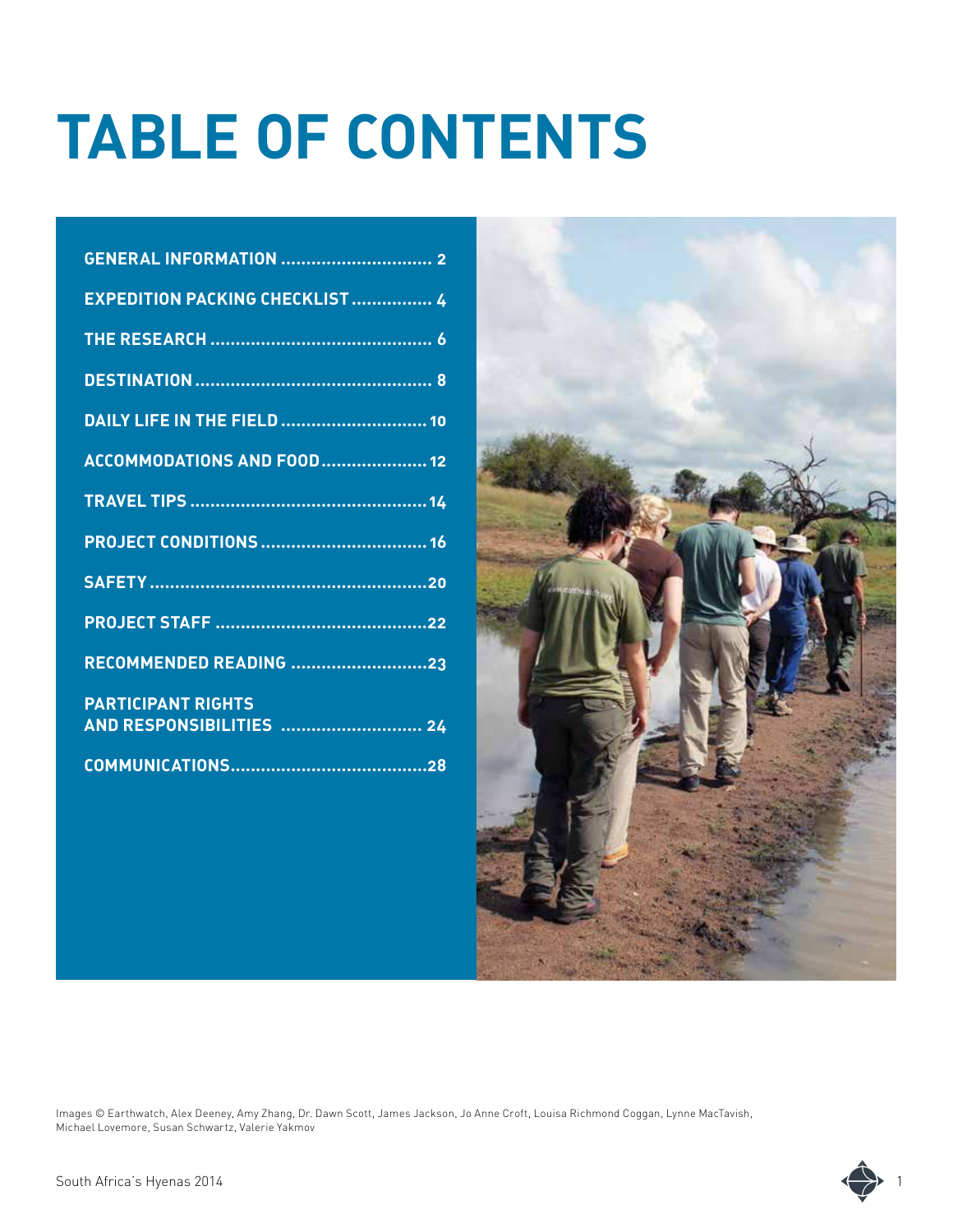# TABLE OF CONTENTS

| | |
|---|---|
| GENERAL INFORMATION | 2 |
| EXPEDITION PACKING CHECKLIST | 4 |
| THE RESEARCH | 6 |
| DESTINATION | 8 |
| DAILY LIFE IN THE FIELD | 10 |
| ACCOMMODATIONS AND FOOD | 12 |
| TRAVEL TIPS | 14 |
| PROJECT CONDITIONS | 16 |
| SAFETY | 20 |
| PROJECT STAFF | 22 |
| RECOMMENDED READING | 23 |
| PARTICIPANT RIGHTS AND RESPONSIBILITIES | 24 |
| COMMUNICATIONS | 28 |

Images © Earthwatch, Alex Deeney, Amy Zhang, Dr. Dawn Scott, James Jackson, Jo Anne Croft, Louisa Richmond Coggan, Lynne MacTavish, Michael Lovemore, Susan Schwartz, Valerie Yakmov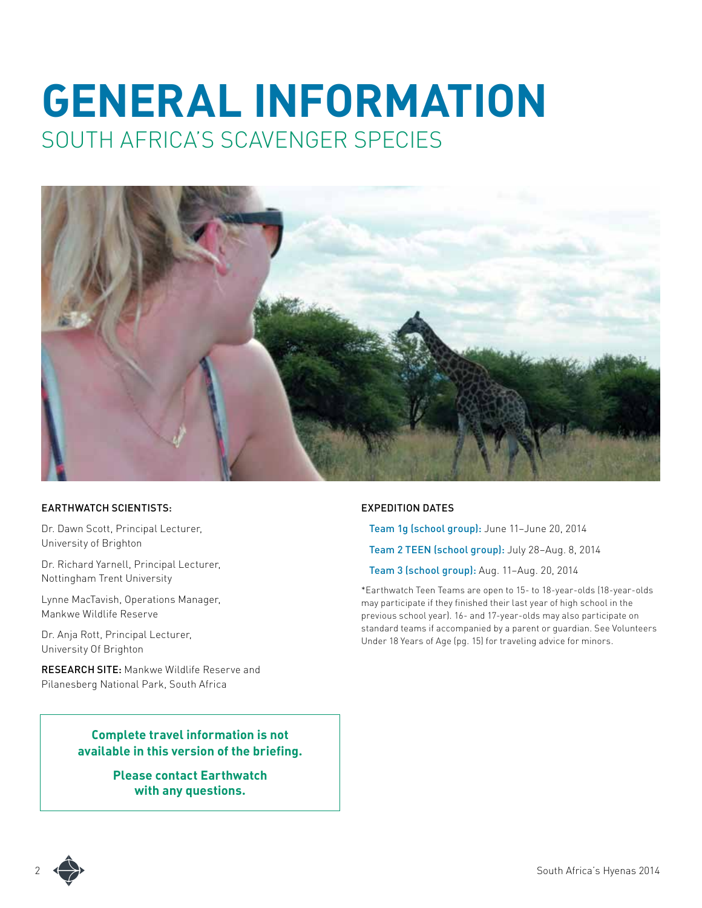# GENERAL INFORMATION

## SOUTH AFRICA'S SCAVENGER SPECIES

**EARTHWATCH SCIENTISTS:**

Dr. Dawn Scott, Principal Lecturer, University of Brighton

Dr. Richard Yarnell, Principal Lecturer, Nottingham Trent University

Lynne MacTavish, Operations Manager, Mankwe Wildlife Reserve

Dr. Anja Rott, Principal Lecturer, University Of Brighton

**RESEARCH SITE:** Mankwe Wildlife Reserve and Pilanesberg National Park, South Africa

**Complete travel information is not available in this version of the briefing.**

**Please contact Earthwatch with any questions.**

**EXPEDITION DATES**

**Team 1g (school group):** June 11–June 20, 2014

**Team 2 TEEN (school group):** July 28–Aug. 8, 2014

**Team 3 (school group):** Aug. 11–Aug. 20, 2014

*Earthwatch Teen Teams are open to 15- to 18-year-olds (18-year-olds may participate if they finished their last year of high school in the previous school year). 16- and 17-year-olds may also participate on standard teams if accompanied by a parent or guardian. See Volunteers Under 18 Years of Age (pg. 15) for traveling advice for minors.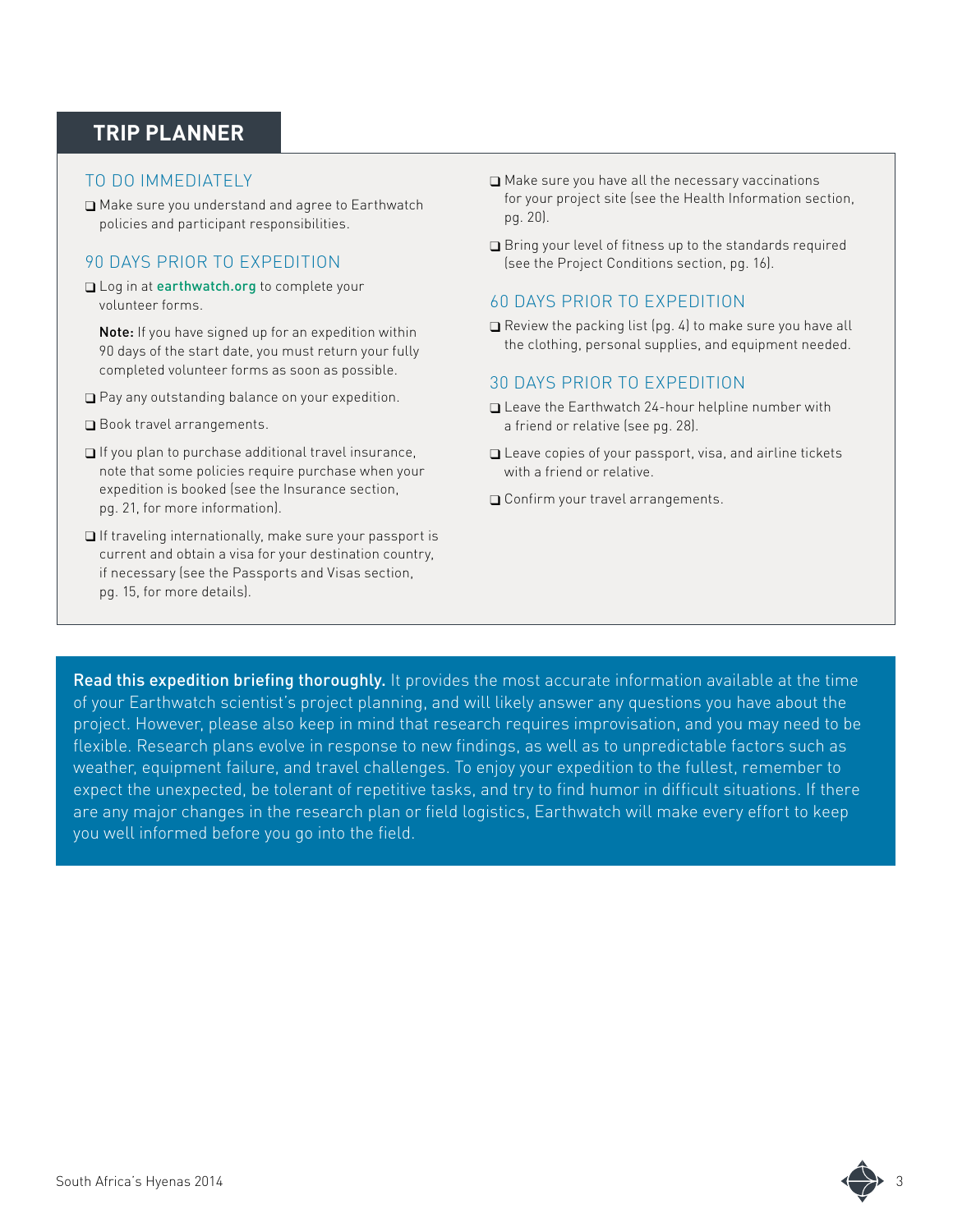# TRIP PLANNER

## TO DO IMMEDIATELY

- ❑ Make sure you understand and agree to Earthwatch policies and participant responsibilities.

## 90 DAYS PRIOR TO EXPEDITION

- ❑ Log in at **earthwatch.org** to complete your volunteer forms.

  **Note:** If you have signed up for an expedition within 90 days of the start date, you must return your fully completed volunteer forms as soon as possible.

- ❑ Pay any outstanding balance on your expedition.
- ❑ Book travel arrangements.
- ❑ If you plan to purchase additional travel insurance, note that some policies require purchase when your expedition is booked (see the Insurance section, pg. 21, for more information).
- ❑ If traveling internationally, make sure your passport is current and obtain a visa for your destination country, if necessary (see the Passports and Visas section, pg. 15, for more details).
- ❑ Make sure you have all the necessary vaccinations for your project site (see the Health Information section, pg. 20).
- ❑ Bring your level of fitness up to the standards required (see the Project Conditions section, pg. 16).

## 60 DAYS PRIOR TO EXPEDITION

- ❑ Review the packing list (pg. 4) to make sure you have all the clothing, personal supplies, and equipment needed.

## 30 DAYS PRIOR TO EXPEDITION

- ❑ Leave the Earthwatch 24-hour helpline number with a friend or relative (see pg. 28).
- ❑ Leave copies of your passport, visa, and airline tickets with a friend or relative.
- ❑ Confirm your travel arrangements.

**Read this expedition briefing thoroughly.** It provides the most accurate information available at the time of your Earthwatch scientist's project planning, and will likely answer any questions you have about the project. However, please also keep in mind that research requires improvisation, and you may need to be flexible. Research plans evolve in response to new findings, as well as to unpredictable factors such as weather, equipment failure, and travel challenges. To enjoy your expedition to the fullest, remember to expect the unexpected, be tolerant of repetitive tasks, and try to find humor in difficult situations. If there are any major changes in the research plan or field logistics, Earthwatch will make every effort to keep you well informed before you go into the field.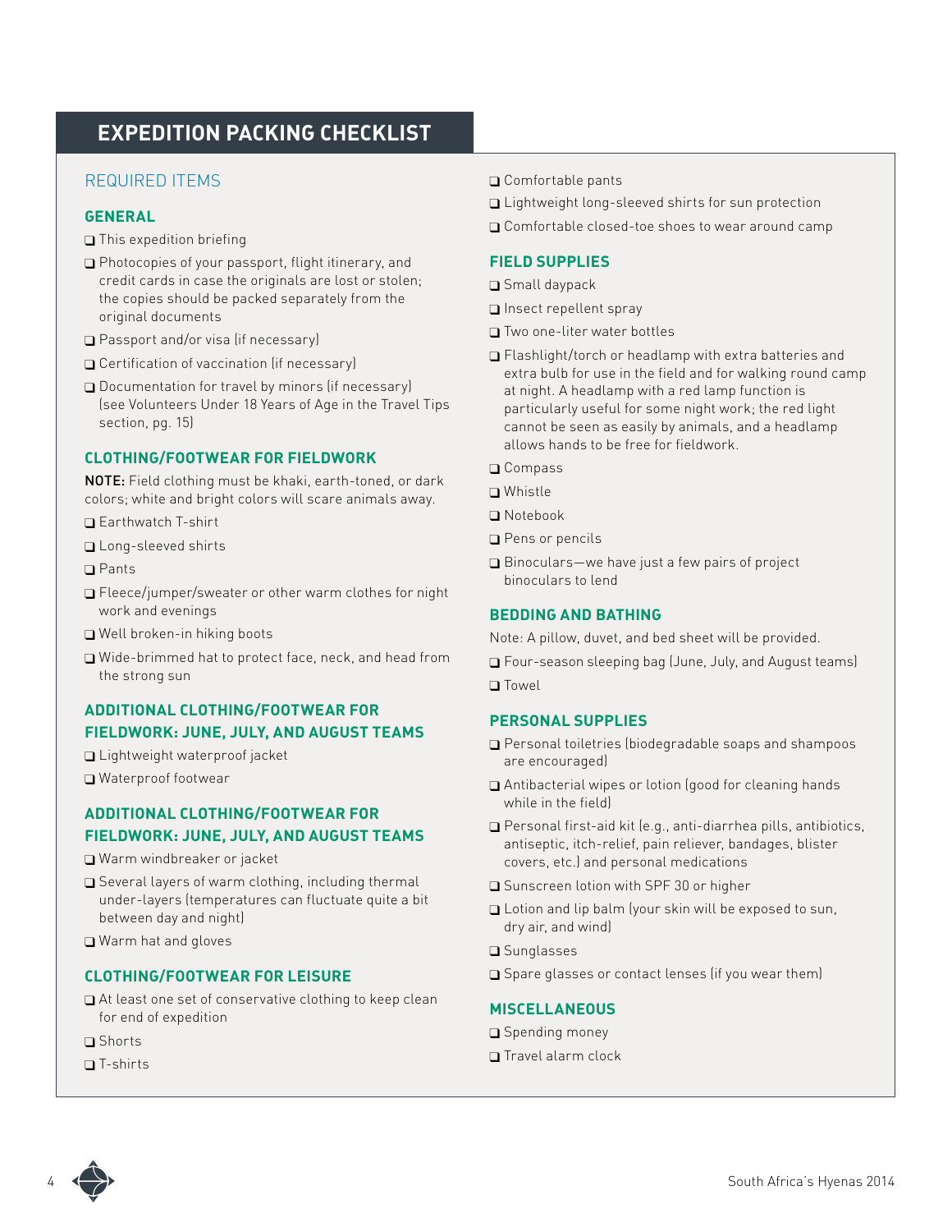# EXPEDITION PACKING CHECKLIST

## REQUIRED ITEMS

### GENERAL

- ❑ This expedition briefing
- ❑ Photocopies of your passport, flight itinerary, and credit cards in case the originals are lost or stolen; the copies should be packed separately from the original documents
- ❑ Passport and/or visa (if necessary)
- ❑ Certification of vaccination (if necessary)
- ❑ Documentation for travel by minors (if necessary) (see Volunteers Under 18 Years of Age in the Travel Tips section, pg. 15)

### CLOTHING/FOOTWEAR FOR FIELDWORK

**NOTE:** Field clothing must be khaki, earth-toned, or dark colors; white and bright colors will scare animals away.

- ❑ Earthwatch T-shirt
- ❑ Long-sleeved shirts
- ❑ Pants
- ❑ Fleece/jumper/sweater or other warm clothes for night work and evenings
- ❑ Well broken-in hiking boots
- ❑ Wide-brimmed hat to protect face, neck, and head from the strong sun

### ADDITIONAL CLOTHING/FOOTWEAR FOR FIELDWORK: JUNE, JULY, AND AUGUST TEAMS

- ❑ Lightweight waterproof jacket
- ❑ Waterproof footwear

### ADDITIONAL CLOTHING/FOOTWEAR FOR FIELDWORK: JUNE, JULY, AND AUGUST TEAMS

- ❑ Warm windbreaker or jacket
- ❑ Several layers of warm clothing, including thermal under-layers (temperatures can fluctuate quite a bit between day and night)
- ❑ Warm hat and gloves

### CLOTHING/FOOTWEAR FOR LEISURE

- ❑ At least one set of conservative clothing to keep clean for end of expedition
- ❑ Shorts
- ❑ T-shirts
- ❑ Comfortable pants
- ❑ Lightweight long-sleeved shirts for sun protection
- ❑ Comfortable closed-toe shoes to wear around camp

### FIELD SUPPLIES

- ❑ Small daypack
- ❑ Insect repellent spray
- ❑ Two one-liter water bottles
- ❑ Flashlight/torch or headlamp with extra batteries and extra bulb for use in the field and for walking round camp at night. A headlamp with a red lamp function is particularly useful for some night work; the red light cannot be seen as easily by animals, and a headlamp allows hands to be free for fieldwork.
- ❑ Compass
- ❑ Whistle
- ❑ Notebook
- ❑ Pens or pencils
- ❑ Binoculars—we have just a few pairs of project binoculars to lend

### BEDDING AND BATHING

Note: A pillow, duvet, and bed sheet will be provided.

- ❑ Four-season sleeping bag (June, July, and August teams)
- ❑ Towel

### PERSONAL SUPPLIES

- ❑ Personal toiletries (biodegradable soaps and shampoos are encouraged)
- ❑ Antibacterial wipes or lotion (good for cleaning hands while in the field)
- ❑ Personal first-aid kit (e.g., anti-diarrhea pills, antibiotics, antiseptic, itch-relief, pain reliever, bandages, blister covers, etc.) and personal medications
- ❑ Sunscreen lotion with SPF 30 or higher
- ❑ Lotion and lip balm (your skin will be exposed to sun, dry air, and wind)
- ❑ Sunglasses
- ❑ Spare glasses or contact lenses (if you wear them)

### MISCELLANEOUS

- ❑ Spending money
- ❑ Travel alarm clock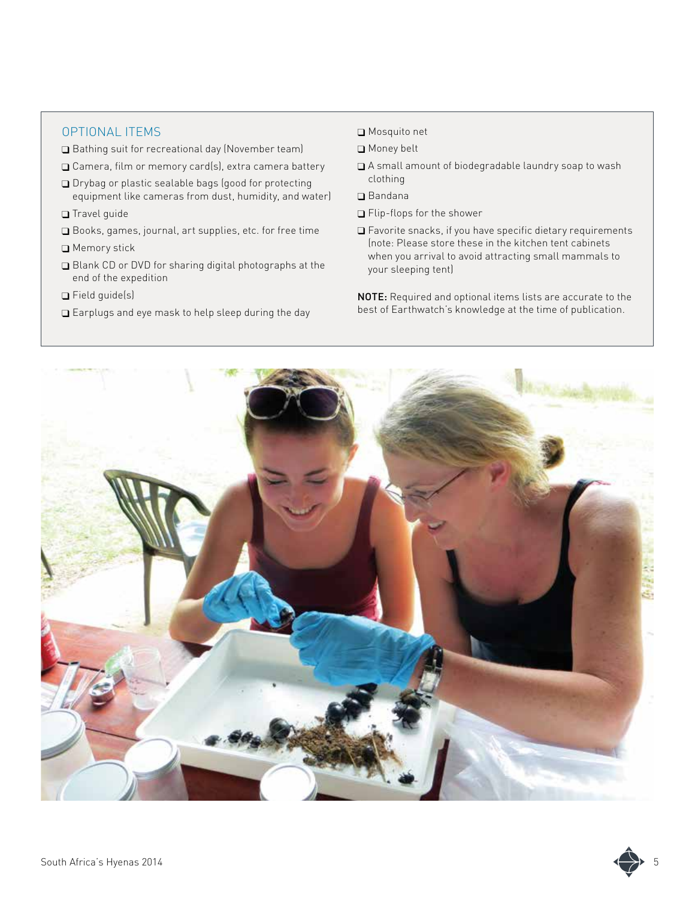## OPTIONAL ITEMS

- ❑ Bathing suit for recreational day (November team)
- ❑ Camera, film or memory card(s), extra camera battery
- ❑ Drybag or plastic sealable bags (good for protecting equipment like cameras from dust, humidity, and water)
- ❑ Travel guide
- ❑ Books, games, journal, art supplies, etc. for free time
- ❑ Memory stick
- ❑ Blank CD or DVD for sharing digital photographs at the end of the expedition
- ❑ Field guide(s)
- ❑ Earplugs and eye mask to help sleep during the day
- ❑ Mosquito net
- ❑ Money belt
- ❑ A small amount of biodegradable laundry soap to wash clothing
- ❑ Bandana
- ❑ Flip-flops for the shower
- ❑ Favorite snacks, if you have specific dietary requirements (note: Please store these in the kitchen tent cabinets when you arrival to avoid attracting small mammals to your sleeping tent)

**NOTE:** Required and optional items lists are accurate to the best of Earthwatch's knowledge at the time of publication.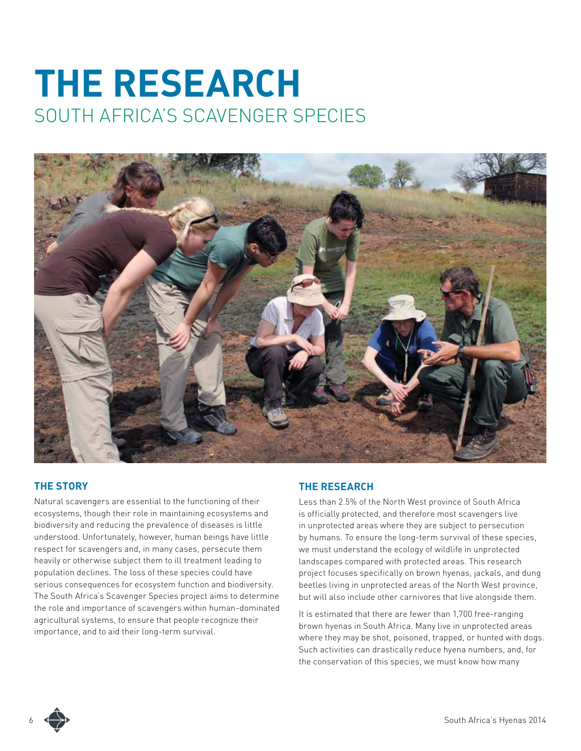# THE RESEARCH

## SOUTH AFRICA'S SCAVENGER SPECIES

### THE STORY

Natural scavengers are essential to the functioning of their ecosystems, though their role in maintaining ecosystems and biodiversity and reducing the prevalence of diseases is little understood. Unfortunately, however, human beings have little respect for scavengers and, in many cases, persecute them heavily or otherwise subject them to ill treatment leading to population declines. The loss of these species could have serious consequences for ecosystem function and biodiversity. The South Africa's Scavenger Species project aims to determine the role and importance of scavengers within human-dominated agricultural systems, to ensure that people recognize their importance, and to aid their long-term survival.

### THE RESEARCH

Less than 2.5% of the North West province of South Africa is officially protected, and therefore most scavengers live in unprotected areas where they are subject to persecution by humans. To ensure the long-term survival of these species, we must understand the ecology of wildlife in unprotected landscapes compared with protected areas. This research project focuses specifically on brown hyenas, jackals, and dung beetles living in unprotected areas of the North West province, but will also include other carnivores that live alongside them.

It is estimated that there are fewer than 1,700 free-ranging brown hyenas in South Africa. Many live in unprotected areas where they may be shot, poisoned, trapped, or hunted with dogs. Such activities can drastically reduce hyena numbers, and, for the conservation of this species, we must know how many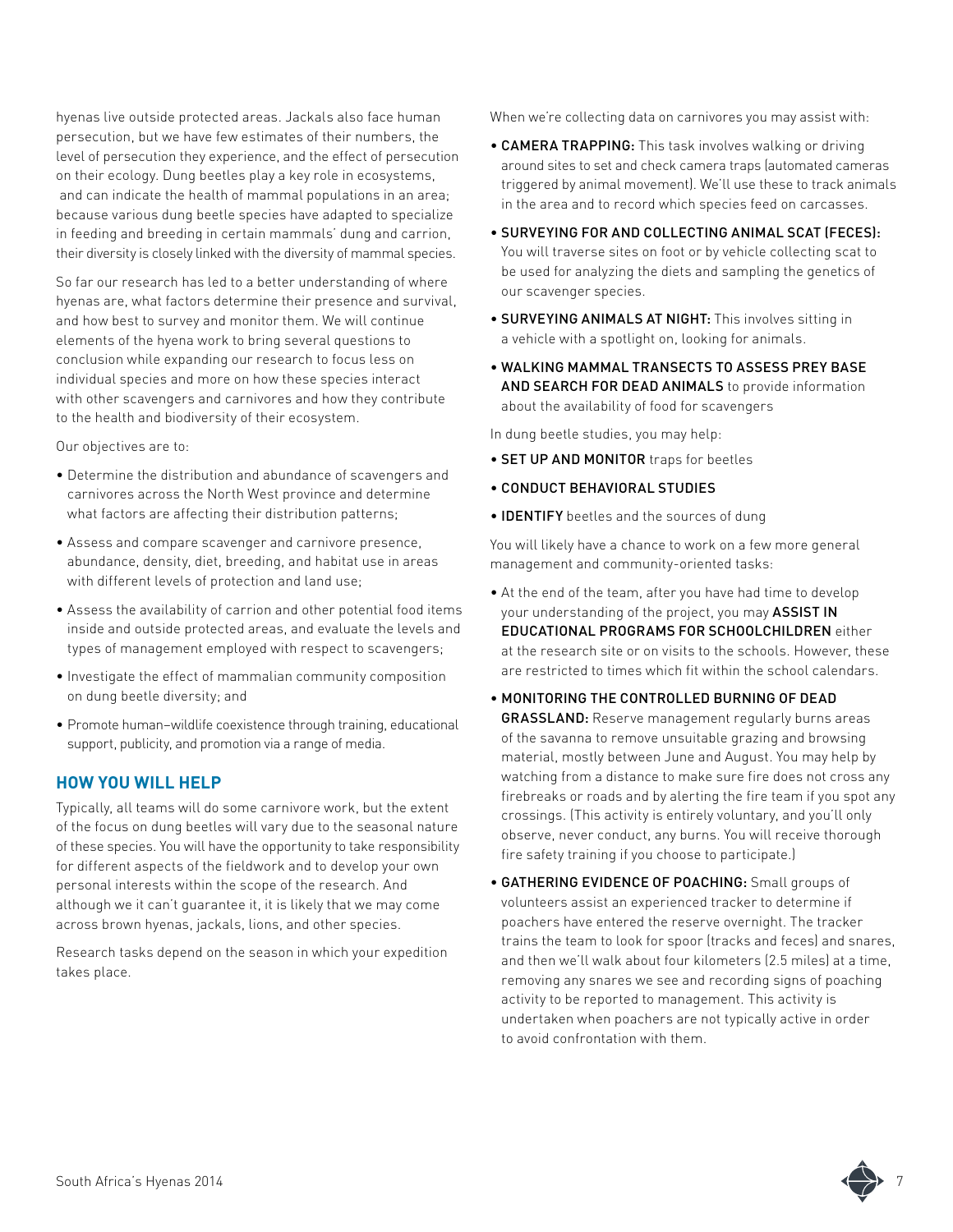hyenas live outside protected areas. Jackals also face human persecution, but we have few estimates of their numbers, the level of persecution they experience, and the effect of persecution on their ecology. Dung beetles play a key role in ecosystems, and can indicate the health of mammal populations in an area; because various dung beetle species have adapted to specialize in feeding and breeding in certain mammals' dung and carrion, their diversity is closely linked with the diversity of mammal species.

So far our research has led to a better understanding of where hyenas are, what factors determine their presence and survival, and how best to survey and monitor them. We will continue elements of the hyena work to bring several questions to conclusion while expanding our research to focus less on individual species and more on how these species interact with other scavengers and carnivores and how they contribute to the health and biodiversity of their ecosystem.

Our objectives are to:

- Determine the distribution and abundance of scavengers and carnivores across the North West province and determine what factors are affecting their distribution patterns;
- Assess and compare scavenger and carnivore presence, abundance, density, diet, breeding, and habitat use in areas with different levels of protection and land use;
- Assess the availability of carrion and other potential food items inside and outside protected areas, and evaluate the levels and types of management employed with respect to scavengers;
- Investigate the effect of mammalian community composition on dung beetle diversity; and
- Promote human–wildlife coexistence through training, educational support, publicity, and promotion via a range of media.

## HOW YOU WILL HELP

Typically, all teams will do some carnivore work, but the extent of the focus on dung beetles will vary due to the seasonal nature of these species. You will have the opportunity to take responsibility for different aspects of the fieldwork and to develop your own personal interests within the scope of the research. And although we it can't guarantee it, it is likely that we may come across brown hyenas, jackals, lions, and other species.

Research tasks depend on the season in which your expedition takes place.

When we're collecting data on carnivores you may assist with:

- **CAMERA TRAPPING:** This task involves walking or driving around sites to set and check camera traps (automated cameras triggered by animal movement). We'll use these to track animals in the area and to record which species feed on carcasses.
- **SURVEYING FOR AND COLLECTING ANIMAL SCAT (FECES):** You will traverse sites on foot or by vehicle collecting scat to be used for analyzing the diets and sampling the genetics of our scavenger species.
- **SURVEYING ANIMALS AT NIGHT:** This involves sitting in a vehicle with a spotlight on, looking for animals.
- **WALKING MAMMAL TRANSECTS TO ASSESS PREY BASE AND SEARCH FOR DEAD ANIMALS** to provide information about the availability of food for scavengers

In dung beetle studies, you may help:

- **SET UP AND MONITOR** traps for beetles
- **CONDUCT BEHAVIORAL STUDIES**
- **IDENTIFY** beetles and the sources of dung

You will likely have a chance to work on a few more general management and community-oriented tasks:

- At the end of the team, after you have had time to develop your understanding of the project, you may **ASSIST IN EDUCATIONAL PROGRAMS FOR SCHOOLCHILDREN** either at the research site or on visits to the schools. However, these are restricted to times which fit within the school calendars.
- **MONITORING THE CONTROLLED BURNING OF DEAD GRASSLAND:** Reserve management regularly burns areas of the savanna to remove unsuitable grazing and browsing material, mostly between June and August. You may help by watching from a distance to make sure fire does not cross any firebreaks or roads and by alerting the fire team if you spot any crossings. (This activity is entirely voluntary, and you'll only observe, never conduct, any burns. You will receive thorough fire safety training if you choose to participate.)
- **GATHERING EVIDENCE OF POACHING:** Small groups of volunteers assist an experienced tracker to determine if poachers have entered the reserve overnight. The tracker trains the team to look for spoor (tracks and feces) and snares, and then we'll walk about four kilometers (2.5 miles) at a time, removing any snares we see and recording signs of poaching activity to be reported to management. This activity is undertaken when poachers are not typically active in order to avoid confrontation with them.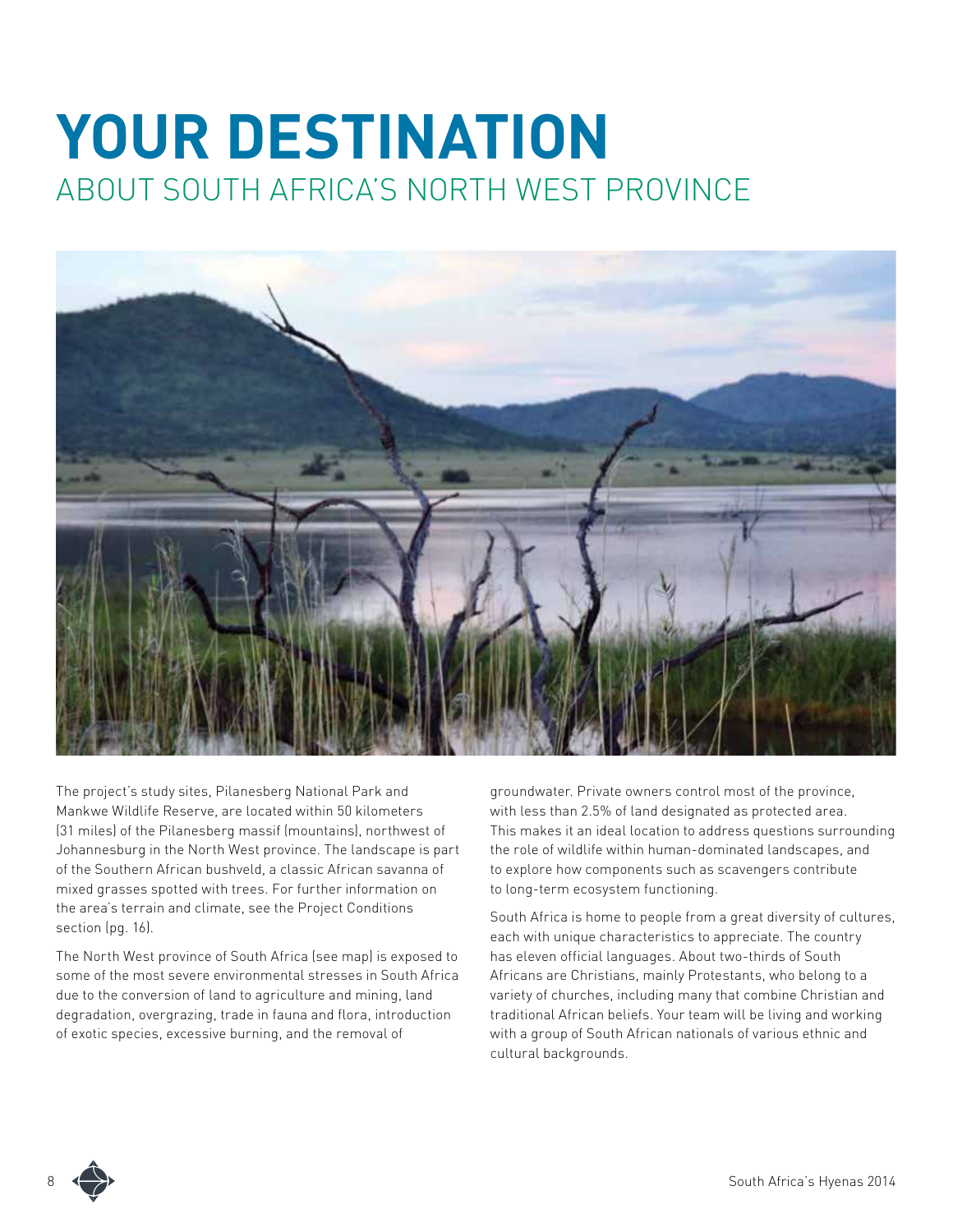# YOUR DESTINATION

## ABOUT SOUTH AFRICA'S NORTH WEST PROVINCE

The project's study sites, Pilanesberg National Park and Mankwe Wildlife Reserve, are located within 50 kilometers (31 miles) of the Pilanesberg massif (mountains), northwest of Johannesburg in the North West province. The landscape is part of the Southern African bushveld, a classic African savanna of mixed grasses spotted with trees. For further information on the area's terrain and climate, see the Project Conditions section (pg. 16).

The North West province of South Africa (see map) is exposed to some of the most severe environmental stresses in South Africa due to the conversion of land to agriculture and mining, land degradation, overgrazing, trade in fauna and flora, introduction of exotic species, excessive burning, and the removal of groundwater. Private owners control most of the province, with less than 2.5% of land designated as protected area. This makes it an ideal location to address questions surrounding the role of wildlife within human-dominated landscapes, and to explore how components such as scavengers contribute to long-term ecosystem functioning.

South Africa is home to people from a great diversity of cultures, each with unique characteristics to appreciate. The country has eleven official languages. About two-thirds of South Africans are Christians, mainly Protestants, who belong to a variety of churches, including many that combine Christian and traditional African beliefs. Your team will be living and working with a group of South African nationals of various ethnic and cultural backgrounds.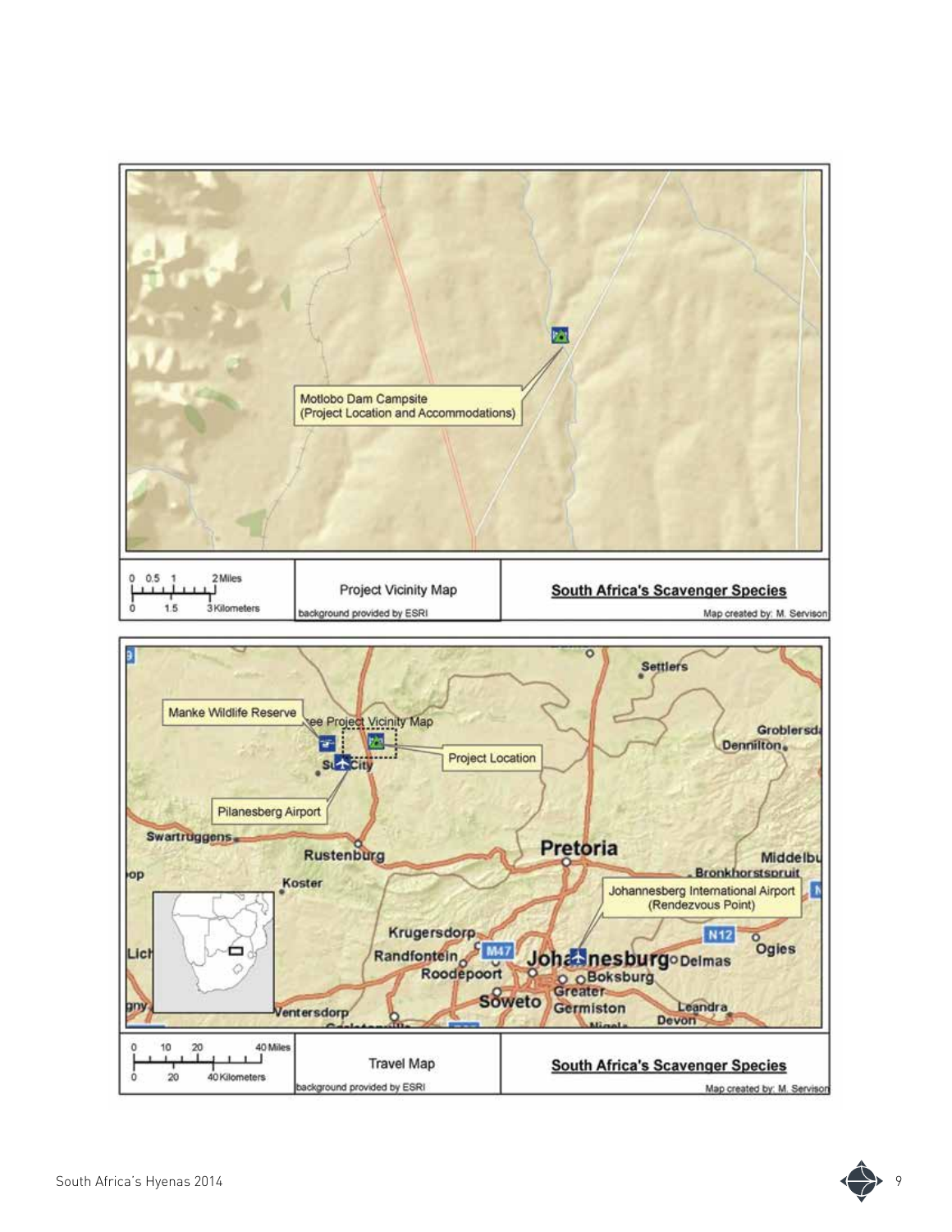Motlobo Dam Campsite
(Project Location and Accommodations)

0 0.5 1 2 Miles
0 1.5 3 Kilometers

Project Vicinity Map

background provided by ESRI

**South Africa's Scavenger Species**

Map created by: M. Servison

Manke Wildlife Reserve

See Project Vicinity Map

Project Location

Sun City

Pilanesberg Airport

Settlers

Groblersdal

Denilton

Swartruggens

Rustenburg

Pretoria

Middelburg

Bronkhorstspruit

Koster

Johannesberg International Airport
(Rendezvous Point)

Krugersdorp

Randfontein

M47

N12

Johannesburg

Delmas

Ogies

Roodepoort

Boksburg

Greater

Soweto

Germiston

Ventersdorp

Leandra

Devon

0 10 20 40 Miles
0 20 40 Kilometers

Travel Map

background provided by ESRI

**South Africa's Scavenger Species**

Map created by: M. Servison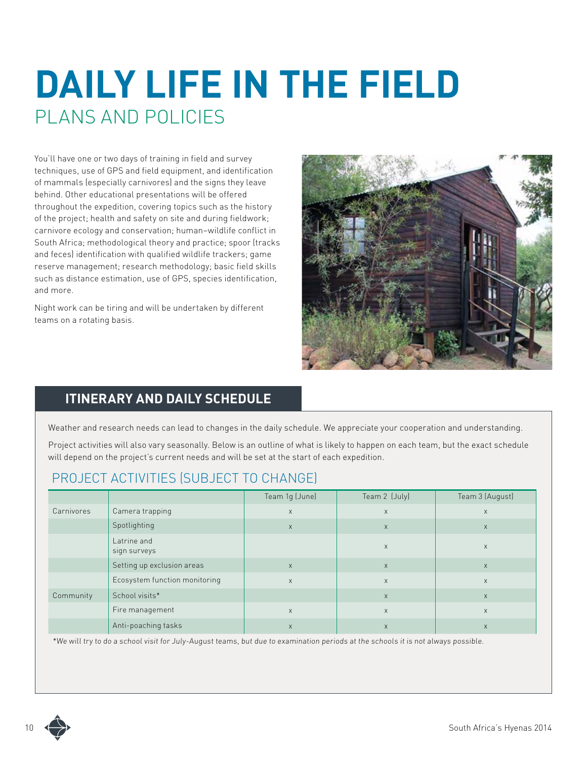# DAILY LIFE IN THE FIELD

## PLANS AND POLICIES

You'll have one or two days of training in field and survey techniques, use of GPS and field equipment, and identification of mammals (especially carnivores) and the signs they leave behind. Other educational presentations will be offered throughout the expedition, covering topics such as the history of the project; health and safety on site and during fieldwork; carnivore ecology and conservation; human–wildlife conflict in South Africa; methodological theory and practice; spoor (tracks and feces) identification with qualified wildlife trackers; game reserve management; research methodology; basic field skills such as distance estimation, use of GPS, species identification, and more.

Night work can be tiring and will be undertaken by different teams on a rotating basis.

## ITINERARY AND DAILY SCHEDULE

Weather and research needs can lead to changes in the daily schedule. We appreciate your cooperation and understanding.

Project activities will also vary seasonally. Below is an outline of what is likely to happen on each team, but the exact schedule will depend on the project's current needs and will be set at the start of each expedition.

### PROJECT ACTIVITIES (SUBJECT TO CHANGE)

| | | Team 1g (June) | Team 2 (July) | Team 3 (August) |
|---|---|---|---|---|
| Carnivores | Camera trapping | x | x | x |
| | Spotlighting | x | x | x |
| | Latrine and sign surveys | | x | x |
| | Setting up exclusion areas | x | x | x |
| | Ecosystem function monitoring | x | x | x |
| Community | School visits* | | x | x |
| | Fire management | x | x | x |
| | Anti-poaching tasks | x | x | x |

*\*We will try to do a school visit for July-August teams, but due to examination periods at the schools it is not always possible.*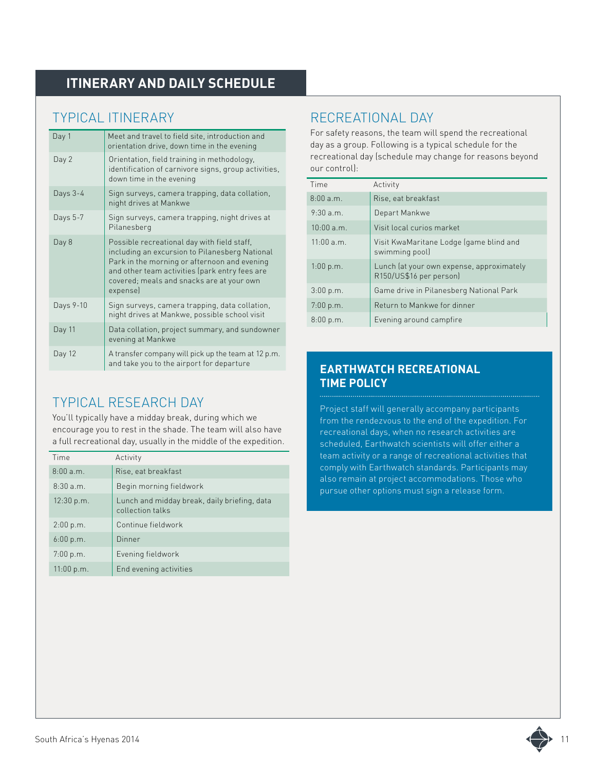# ITINERARY AND DAILY SCHEDULE

## TYPICAL ITINERARY

| | |
|---|---|
| Day 1 | Meet and travel to field site, introduction and orientation drive, down time in the evening |
| Day 2 | Orientation, field training in methodology, identification of carnivore signs, group activities, down time in the evening |
| Days 3-4 | Sign surveys, camera trapping, data collation, night drives at Mankwe |
| Days 5-7 | Sign surveys, camera trapping, night drives at Pilanesberg |
| Day 8 | Possible recreational day with field staff, including an excursion to Pilanesberg National Park in the morning or afternoon and evening and other team activities (park entry fees are covered; meals and snacks are at your own expense) |
| Days 9-10 | Sign surveys, camera trapping, data collation, night drives at Mankwe, possible school visit |
| Day 11 | Data collation, project summary, and sundowner evening at Mankwe |
| Day 12 | A transfer company will pick up the team at 12 p.m. and take you to the airport for departure |

## TYPICAL RESEARCH DAY

You'll typically have a midday break, during which we encourage you to rest in the shade. The team will also have a full recreational day, usually in the middle of the expedition.

| Time | Activity |
|---|---|
| 8:00 a.m. | Rise, eat breakfast |
| 8:30 a.m. | Begin morning fieldwork |
| 12:30 p.m. | Lunch and midday break, daily briefing, data collection talks |
| 2:00 p.m. | Continue fieldwork |
| 6:00 p.m. | Dinner |
| 7:00 p.m. | Evening fieldwork |
| 11:00 p.m. | End evening activities |

## RECREATIONAL DAY

For safety reasons, the team will spend the recreational day as a group. Following is a typical schedule for the recreational day (schedule may change for reasons beyond our control):

| Time | Activity |
|---|---|
| 8:00 a.m. | Rise, eat breakfast |
| 9:30 a.m. | Depart Mankwe |
| 10:00 a.m. | Visit local curios market |
| 11:00 a.m. | Visit KwaMaritane Lodge (game blind and swimming pool) |
| 1:00 p.m. | Lunch (at your own expense, approximately R150/US$16 per person) |
| 3:00 p.m. | Game drive in Pilanesberg National Park |
| 7:00 p.m. | Return to Mankwe for dinner |
| 8:00 p.m. | Evening around campfire |

### EARTHWATCH RECREATIONAL TIME POLICY

Project staff will generally accompany participants from the rendezvous to the end of the expedition. For recreational days, when no research activities are scheduled, Earthwatch scientists will offer either a team activity or a range of recreational activities that comply with Earthwatch standards. Participants may also remain at project accommodations. Those who pursue other options must sign a release form.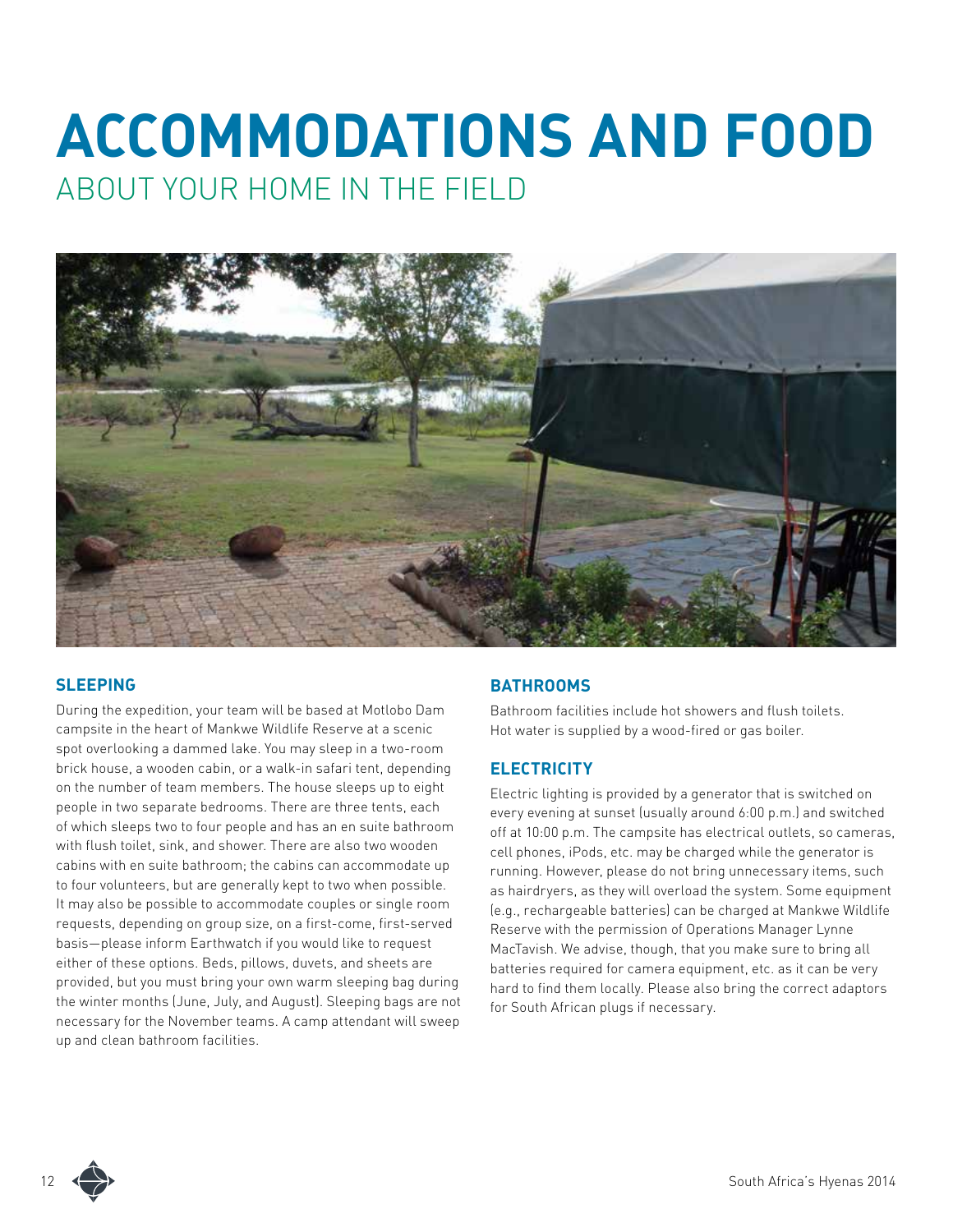# ACCOMMODATIONS AND FOOD

## ABOUT YOUR HOME IN THE FIELD

### SLEEPING

During the expedition, your team will be based at Motlobo Dam campsite in the heart of Mankwe Wildlife Reserve at a scenic spot overlooking a dammed lake. You may sleep in a two-room brick house, a wooden cabin, or a walk-in safari tent, depending on the number of team members. The house sleeps up to eight people in two separate bedrooms. There are three tents, each of which sleeps two to four people and has an en suite bathroom with flush toilet, sink, and shower. There are also two wooden cabins with en suite bathroom; the cabins can accommodate up to four volunteers, but are generally kept to two when possible. It may also be possible to accommodate couples or single room requests, depending on group size, on a first-come, first-served basis—please inform Earthwatch if you would like to request either of these options. Beds, pillows, duvets, and sheets are provided, but you must bring your own warm sleeping bag during the winter months (June, July, and August). Sleeping bags are not necessary for the November teams. A camp attendant will sweep up and clean bathroom facilities.

### BATHROOMS

Bathroom facilities include hot showers and flush toilets. Hot water is supplied by a wood-fired or gas boiler.

### ELECTRICITY

Electric lighting is provided by a generator that is switched on every evening at sunset (usually around 6:00 p.m.) and switched off at 10:00 p.m. The campsite has electrical outlets, so cameras, cell phones, iPods, etc. may be charged while the generator is running. However, please do not bring unnecessary items, such as hairdryers, as they will overload the system. Some equipment (e.g., rechargeable batteries) can be charged at Mankwe Wildlife Reserve with the permission of Operations Manager Lynne MacTavish. We advise, though, that you make sure to bring all batteries required for camera equipment, etc. as it can be very hard to find them locally. Please also bring the correct adaptors for South African plugs if necessary.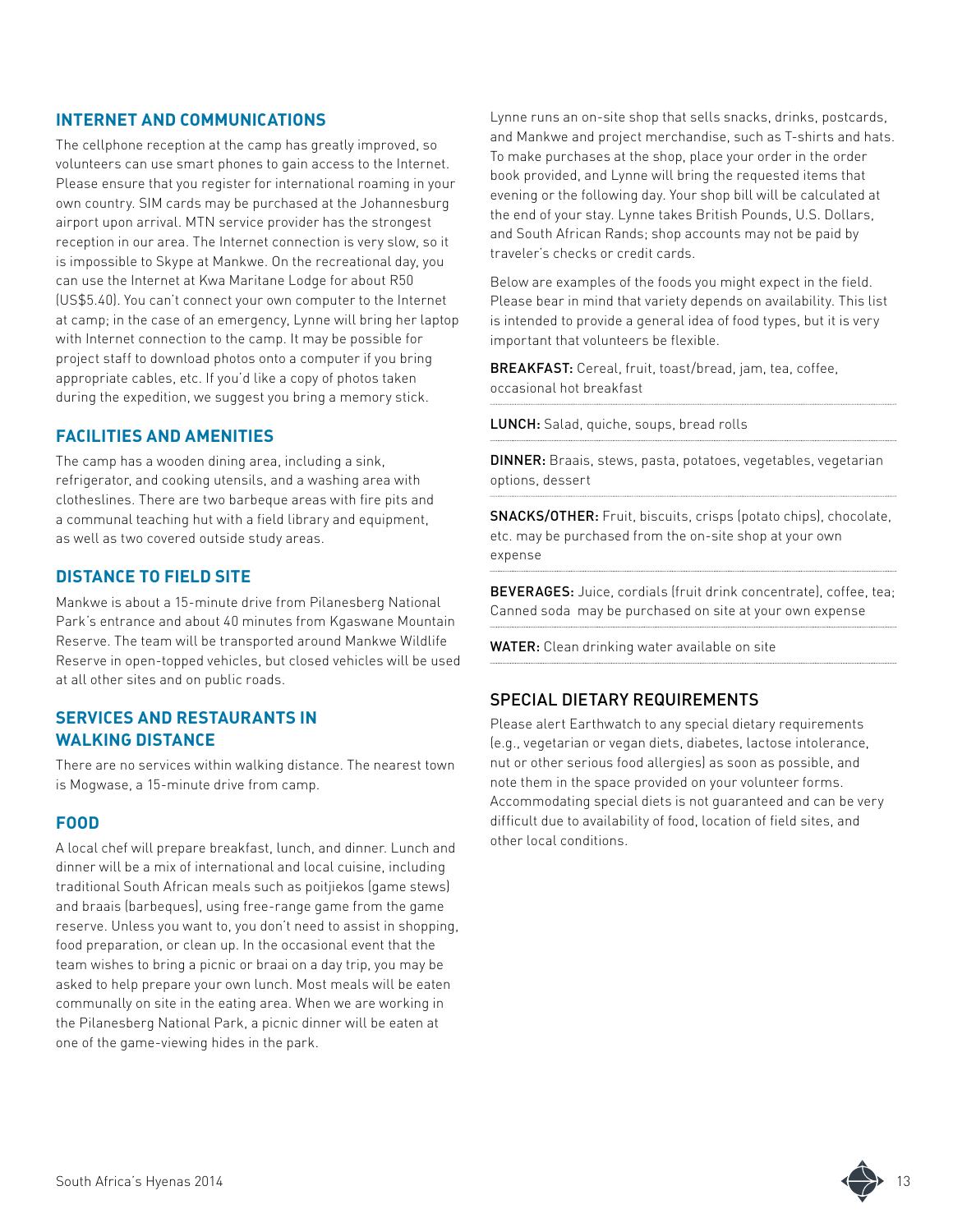## INTERNET AND COMMUNICATIONS

The cellphone reception at the camp has greatly improved, so volunteers can use smart phones to gain access to the Internet. Please ensure that you register for international roaming in your own country. SIM cards may be purchased at the Johannesburg airport upon arrival. MTN service provider has the strongest reception in our area. The Internet connection is very slow, so it is impossible to Skype at Mankwe. On the recreational day, you can use the Internet at Kwa Maritane Lodge for about R50 (US$5.40). You can't connect your own computer to the Internet at camp; in the case of an emergency, Lynne will bring her laptop with Internet connection to the camp. It may be possible for project staff to download photos onto a computer if you bring appropriate cables, etc. If you'd like a copy of photos taken during the expedition, we suggest you bring a memory stick.

## FACILITIES AND AMENITIES

The camp has a wooden dining area, including a sink, refrigerator, and cooking utensils, and a washing area with clotheslines. There are two barbeque areas with fire pits and a communal teaching hut with a field library and equipment, as well as two covered outside study areas.

## DISTANCE TO FIELD SITE

Mankwe is about a 15-minute drive from Pilanesberg National Park's entrance and about 40 minutes from Kgaswane Mountain Reserve. The team will be transported around Mankwe Wildlife Reserve in open-topped vehicles, but closed vehicles will be used at all other sites and on public roads.

## SERVICES AND RESTAURANTS IN WALKING DISTANCE

There are no services within walking distance. The nearest town is Mogwase, a 15-minute drive from camp.

## FOOD

A local chef will prepare breakfast, lunch, and dinner. Lunch and dinner will be a mix of international and local cuisine, including traditional South African meals such as poitjiekos (game stews) and braais (barbeques), using free-range game from the game reserve. Unless you want to, you don't need to assist in shopping, food preparation, or clean up. In the occasional event that the team wishes to bring a picnic or braai on a day trip, you may be asked to help prepare your own lunch. Most meals will be eaten communally on site in the eating area. When we are working in the Pilanesberg National Park, a picnic dinner will be eaten at one of the game-viewing hides in the park.

Lynne runs an on-site shop that sells snacks, drinks, postcards, and Mankwe and project merchandise, such as T-shirts and hats. To make purchases at the shop, place your order in the order book provided, and Lynne will bring the requested items that evening or the following day. Your shop bill will be calculated at the end of your stay. Lynne takes British Pounds, U.S. Dollars, and South African Rands; shop accounts may not be paid by traveler's checks or credit cards.

Below are examples of the foods you might expect in the field. Please bear in mind that variety depends on availability. This list is intended to provide a general idea of food types, but it is very important that volunteers be flexible.

**BREAKFAST:** Cereal, fruit, toast/bread, jam, tea, coffee, occasional hot breakfast

**LUNCH:** Salad, quiche, soups, bread rolls

**DINNER:** Braais, stews, pasta, potatoes, vegetables, vegetarian options, dessert

**SNACKS/OTHER:** Fruit, biscuits, crisps (potato chips), chocolate, etc. may be purchased from the on-site shop at your own expense

**BEVERAGES:** Juice, cordials (fruit drink concentrate), coffee, tea; Canned soda may be purchased on site at your own expense

**WATER:** Clean drinking water available on site

## SPECIAL DIETARY REQUIREMENTS

Please alert Earthwatch to any special dietary requirements (e.g., vegetarian or vegan diets, diabetes, lactose intolerance, nut or other serious food allergies) as soon as possible, and note them in the space provided on your volunteer forms. Accommodating special diets is not guaranteed and can be very difficult due to availability of food, location of field sites, and other local conditions.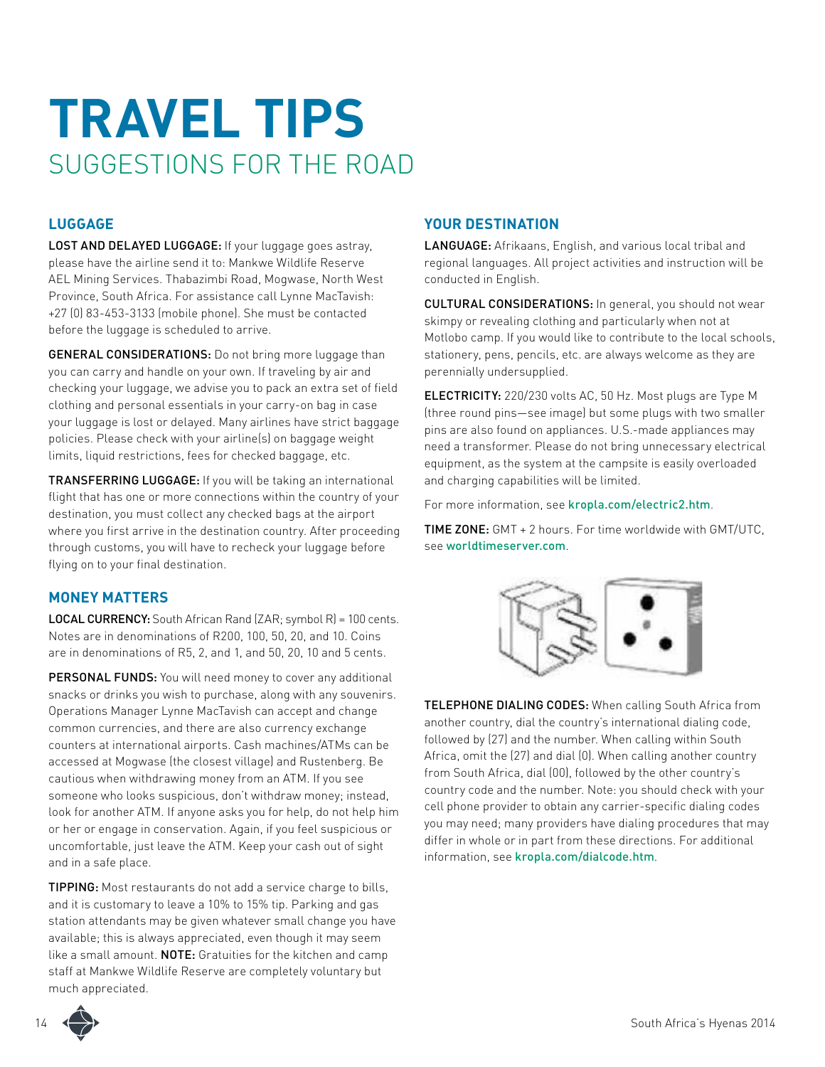# TRAVEL TIPS

## SUGGESTIONS FOR THE ROAD

### LUGGAGE

**LOST AND DELAYED LUGGAGE:** If your luggage goes astray, please have the airline send it to: Mankwe Wildlife Reserve AEL Mining Services. Thabazimbi Road, Mogwase, North West Province, South Africa. For assistance call Lynne MacTavish: +27 (0) 83-453-3133 (mobile phone). She must be contacted before the luggage is scheduled to arrive.

**GENERAL CONSIDERATIONS:** Do not bring more luggage than you can carry and handle on your own. If traveling by air and checking your luggage, we advise you to pack an extra set of field clothing and personal essentials in your carry-on bag in case your luggage is lost or delayed. Many airlines have strict baggage policies. Please check with your airline(s) on baggage weight limits, liquid restrictions, fees for checked baggage, etc.

**TRANSFERRING LUGGAGE:** If you will be taking an international flight that has one or more connections within the country of your destination, you must collect any checked bags at the airport where you first arrive in the destination country. After proceeding through customs, you will have to recheck your luggage before flying on to your final destination.

### MONEY MATTERS

**LOCAL CURRENCY:** South African Rand (ZAR; symbol R) = 100 cents. Notes are in denominations of R200, 100, 50, 20, and 10. Coins are in denominations of R5, 2, and 1, and 50, 20, 10 and 5 cents.

**PERSONAL FUNDS:** You will need money to cover any additional snacks or drinks you wish to purchase, along with any souvenirs. Operations Manager Lynne MacTavish can accept and change common currencies, and there are also currency exchange counters at international airports. Cash machines/ATMs can be accessed at Mogwase (the closest village) and Rustenberg. Be cautious when withdrawing money from an ATM. If you see someone who looks suspicious, don't withdraw money; instead, look for another ATM. If anyone asks you for help, do not help him or her or engage in conservation. Again, if you feel suspicious or uncomfortable, just leave the ATM. Keep your cash out of sight and in a safe place.

**TIPPING:** Most restaurants do not add a service charge to bills, and it is customary to leave a 10% to 15% tip. Parking and gas station attendants may be given whatever small change you have available; this is always appreciated, even though it may seem like a small amount. **NOTE:** Gratuities for the kitchen and camp staff at Mankwe Wildlife Reserve are completely voluntary but much appreciated.

### YOUR DESTINATION

**LANGUAGE:** Afrikaans, English, and various local tribal and regional languages. All project activities and instruction will be conducted in English.

**CULTURAL CONSIDERATIONS:** In general, you should not wear skimpy or revealing clothing and particularly when not at Motlobo camp. If you would like to contribute to the local schools, stationery, pens, pencils, etc. are always welcome as they are perennially undersupplied.

**ELECTRICITY:** 220/230 volts AC, 50 Hz. Most plugs are Type M (three round pins—see image) but some plugs with two smaller pins are also found on appliances. U.S.-made appliances may need a transformer. Please do not bring unnecessary electrical equipment, as the system at the campsite is easily overloaded and charging capabilities will be limited.

For more information, see kropla.com/electric2.htm.

**TIME ZONE:** GMT + 2 hours. For time worldwide with GMT/UTC, see worldtimeserver.com.

**TELEPHONE DIALING CODES:** When calling South Africa from another country, dial the country's international dialing code, followed by (27) and the number. When calling within South Africa, omit the (27) and dial (0). When calling another country from South Africa, dial (00), followed by the other country's country code and the number. Note: you should check with your cell phone provider to obtain any carrier-specific dialing codes you may need; many providers have dialing procedures that may differ in whole or in part from these directions. For additional information, see kropla.com/dialcode.htm.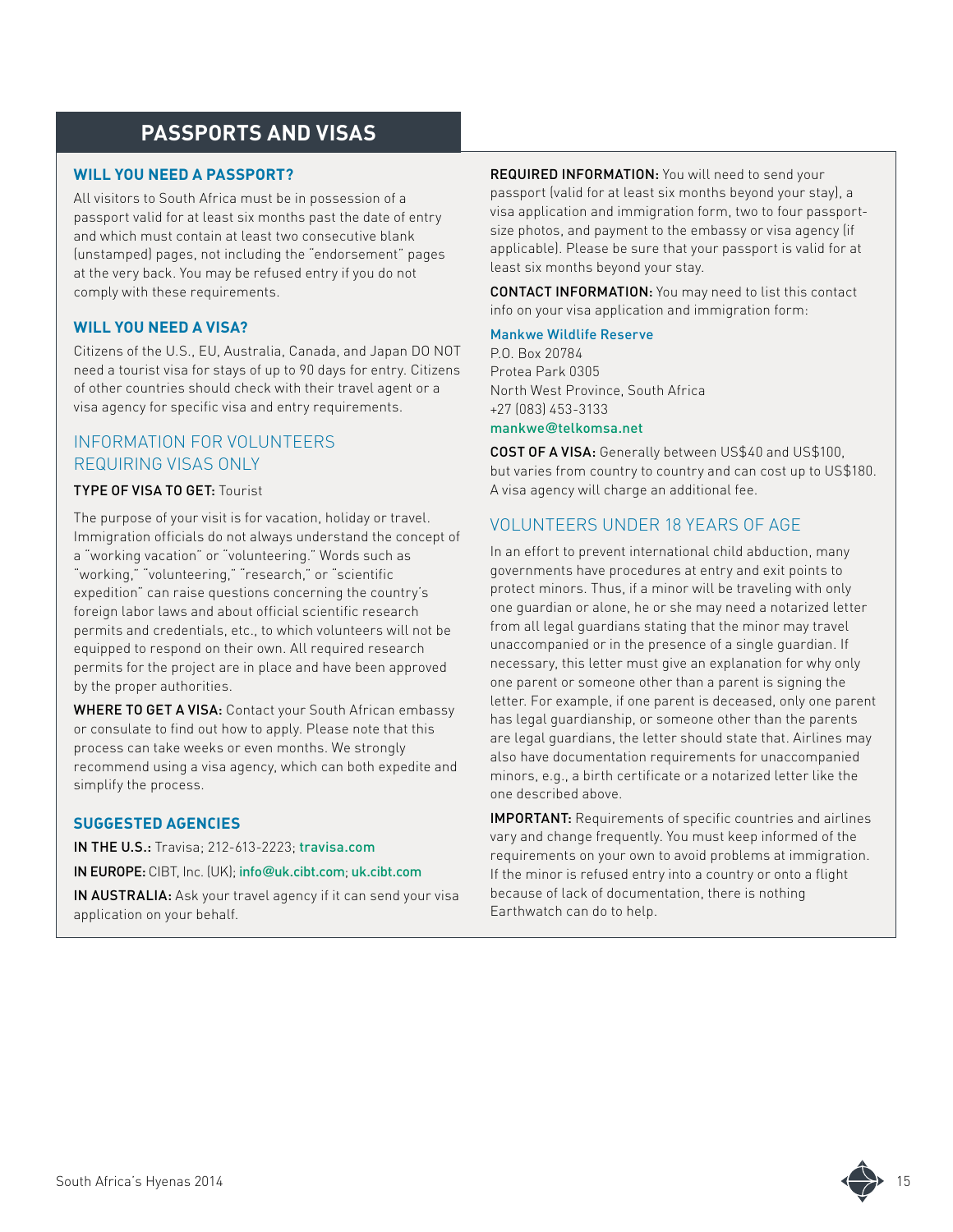# PASSPORTS AND VISAS

## WILL YOU NEED A PASSPORT?

All visitors to South Africa must be in possession of a passport valid for at least six months past the date of entry and which must contain at least two consecutive blank (unstamped) pages, not including the "endorsement" pages at the very back. You may be refused entry if you do not comply with these requirements.

## WILL YOU NEED A VISA?

Citizens of the U.S., EU, Australia, Canada, and Japan DO NOT need a tourist visa for stays of up to 90 days for entry. Citizens of other countries should check with their travel agent or a visa agency for specific visa and entry requirements.

## INFORMATION FOR VOLUNTEERS REQUIRING VISAS ONLY

**TYPE OF VISA TO GET:** Tourist

The purpose of your visit is for vacation, holiday or travel. Immigration officials do not always understand the concept of a "working vacation" or "volunteering." Words such as "working," "volunteering," "research," or "scientific expedition" can raise questions concerning the country's foreign labor laws and about official scientific research permits and credentials, etc., to which volunteers will not be equipped to respond on their own. All required research permits for the project are in place and have been approved by the proper authorities.

**WHERE TO GET A VISA:** Contact your South African embassy or consulate to find out how to apply. Please note that this process can take weeks or even months. We strongly recommend using a visa agency, which can both expedite and simplify the process.

### SUGGESTED AGENCIES

**IN THE U.S.:** Travisa; 212-613-2223; travisa.com

**IN EUROPE:** CIBT, Inc. (UK); info@uk.cibt.com; uk.cibt.com

**IN AUSTRALIA:** Ask your travel agency if it can send your visa application on your behalf.

**REQUIRED INFORMATION:** You will need to send your passport (valid for at least six months beyond your stay), a visa application and immigration form, two to four passport-size photos, and payment to the embassy or visa agency (if applicable). Please be sure that your passport is valid for at least six months beyond your stay.

**CONTACT INFORMATION:** You may need to list this contact info on your visa application and immigration form:

Mankwe Wildlife Reserve
P.O. Box 20784
Protea Park 0305
North West Province, South Africa
+27 (083) 453-3133
mankwe@telkomsa.net

**COST OF A VISA:** Generally between US$40 and US$100, but varies from country to country and can cost up to US$180. A visa agency will charge an additional fee.

## VOLUNTEERS UNDER 18 YEARS OF AGE

In an effort to prevent international child abduction, many governments have procedures at entry and exit points to protect minors. Thus, if a minor will be traveling with only one guardian or alone, he or she may need a notarized letter from all legal guardians stating that the minor may travel unaccompanied or in the presence of a single guardian. If necessary, this letter must give an explanation for why only one parent or someone other than a parent is signing the letter. For example, if one parent is deceased, only one parent has legal guardianship, or someone other than the parents are legal guardians, the letter should state that. Airlines may also have documentation requirements for unaccompanied minors, e.g., a birth certificate or a notarized letter like the one described above.

**IMPORTANT:** Requirements of specific countries and airlines vary and change frequently. You must keep informed of the requirements on your own to avoid problems at immigration. If the minor is refused entry into a country or onto a flight because of lack of documentation, there is nothing Earthwatch can do to help.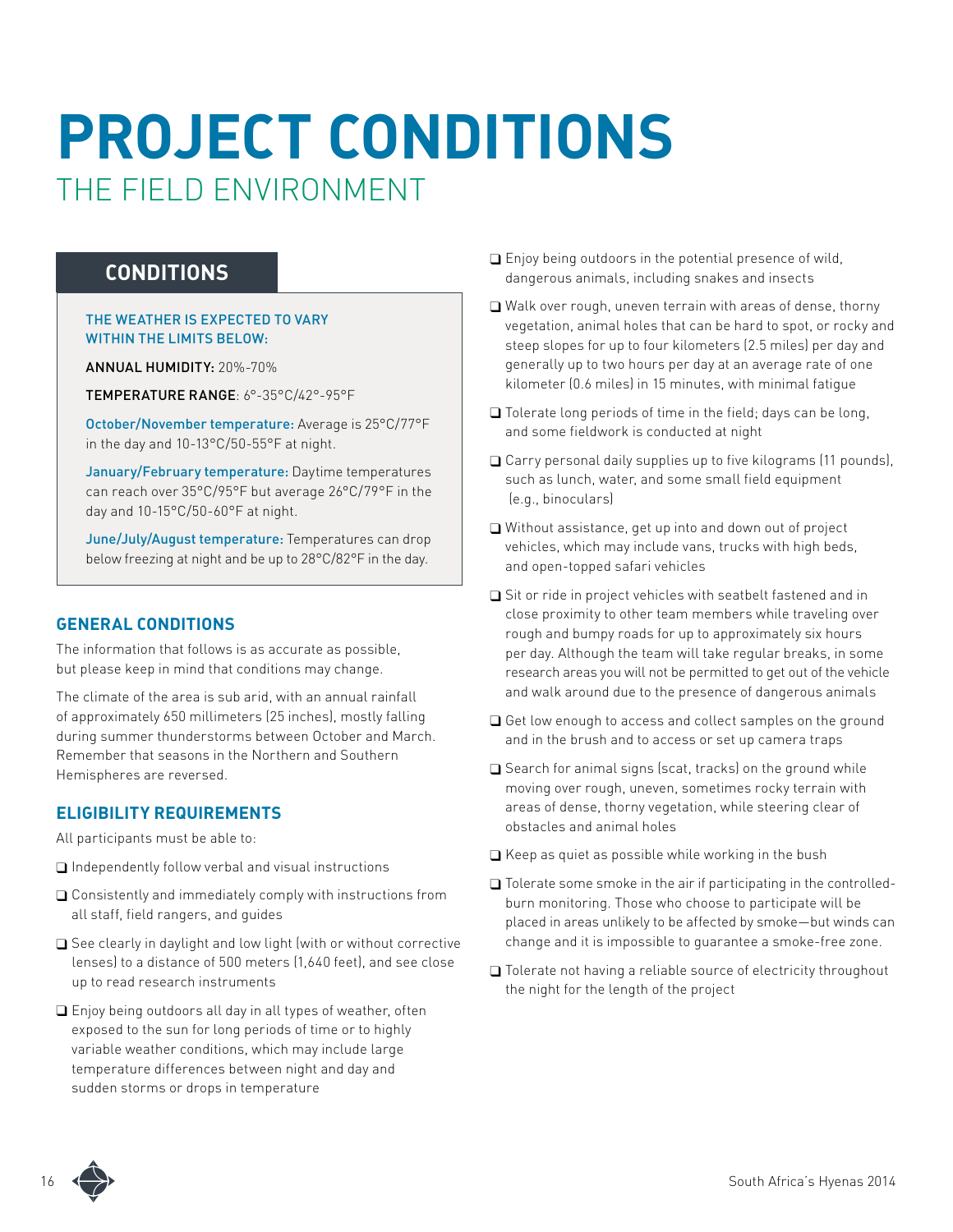# PROJECT CONDITIONS

## THE FIELD ENVIRONMENT

### CONDITIONS

THE WEATHER IS EXPECTED TO VARY WITHIN THE LIMITS BELOW:

**ANNUAL HUMIDITY:** 20%-70%

**TEMPERATURE RANGE**: 6°-35°C/42°-95°F

**October/November temperature:** Average is 25°C/77°F in the day and 10-13°C/50-55°F at night.

**January/February temperature:** Daytime temperatures can reach over 35°C/95°F but average 26°C/79°F in the day and 10-15°C/50-60°F at night.

**June/July/August temperature:** Temperatures can drop below freezing at night and be up to 28°C/82°F in the day.

### GENERAL CONDITIONS

The information that follows is as accurate as possible, but please keep in mind that conditions may change.

The climate of the area is sub arid, with an annual rainfall of approximately 650 millimeters (25 inches), mostly falling during summer thunderstorms between October and March. Remember that seasons in the Northern and Southern Hemispheres are reversed.

### ELIGIBILITY REQUIREMENTS

All participants must be able to:

- ❑ Independently follow verbal and visual instructions
- ❑ Consistently and immediately comply with instructions from all staff, field rangers, and guides
- ❑ See clearly in daylight and low light (with or without corrective lenses) to a distance of 500 meters (1,640 feet), and see close up to read research instruments
- ❑ Enjoy being outdoors all day in all types of weather, often exposed to the sun for long periods of time or to highly variable weather conditions, which may include large temperature differences between night and day and sudden storms or drops in temperature
- ❑ Enjoy being outdoors in the potential presence of wild, dangerous animals, including snakes and insects
- ❑ Walk over rough, uneven terrain with areas of dense, thorny vegetation, animal holes that can be hard to spot, or rocky and steep slopes for up to four kilometers (2.5 miles) per day and generally up to two hours per day at an average rate of one kilometer (0.6 miles) in 15 minutes, with minimal fatigue
- ❑ Tolerate long periods of time in the field; days can be long, and some fieldwork is conducted at night
- ❑ Carry personal daily supplies up to five kilograms (11 pounds), such as lunch, water, and some small field equipment (e.g., binoculars)
- ❑ Without assistance, get up into and down out of project vehicles, which may include vans, trucks with high beds, and open-topped safari vehicles
- ❑ Sit or ride in project vehicles with seatbelt fastened and in close proximity to other team members while traveling over rough and bumpy roads for up to approximately six hours per day. Although the team will take regular breaks, in some research areas you will not be permitted to get out of the vehicle and walk around due to the presence of dangerous animals
- ❑ Get low enough to access and collect samples on the ground and in the brush and to access or set up camera traps
- ❑ Search for animal signs (scat, tracks) on the ground while moving over rough, uneven, sometimes rocky terrain with areas of dense, thorny vegetation, while steering clear of obstacles and animal holes
- ❑ Keep as quiet as possible while working in the bush
- ❑ Tolerate some smoke in the air if participating in the controlled-burn monitoring. Those who choose to participate will be placed in areas unlikely to be affected by smoke—but winds can change and it is impossible to guarantee a smoke-free zone.
- ❑ Tolerate not having a reliable source of electricity throughout the night for the length of the project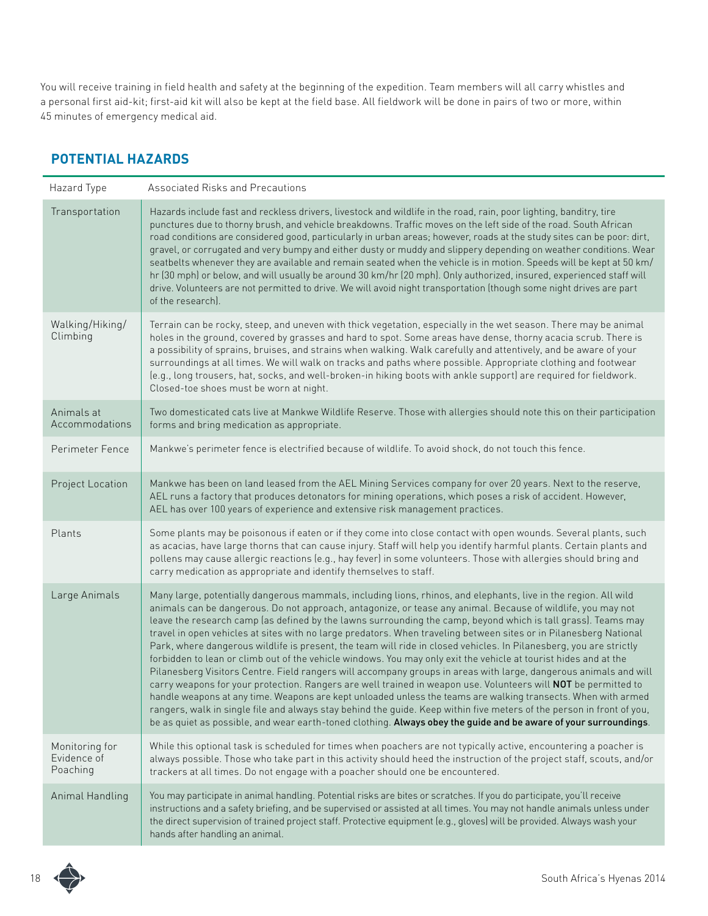You will receive training in field health and safety at the beginning of the expedition. Team members will all carry whistles and a personal first aid-kit; first-aid kit will also be kept at the field base. All fieldwork will be done in pairs of two or more, within 45 minutes of emergency medical aid.

## POTENTIAL HAZARDS

| Hazard Type | Associated Risks and Precautions |
|---|---|
| Transportation | Hazards include fast and reckless drivers, livestock and wildlife in the road, rain, poor lighting, banditry, tire punctures due to thorny brush, and vehicle breakdowns. Traffic moves on the left side of the road. South African road conditions are considered good, particularly in urban areas; however, roads at the study sites can be poor: dirt, gravel, or corrugated and very bumpy and either dusty or muddy and slippery depending on weather conditions. Wear seatbelts whenever they are available and remain seated when the vehicle is in motion. Speeds will be kept at 50 km/hr (30 mph) or below, and will usually be around 30 km/hr (20 mph). Only authorized, insured, experienced staff will drive. Volunteers are not permitted to drive. We will avoid night transportation (though some night drives are part of the research). |
| Walking/Hiking/ Climbing | Terrain can be rocky, steep, and uneven with thick vegetation, especially in the wet season. There may be animal holes in the ground, covered by grasses and hard to spot. Some areas have dense, thorny acacia scrub. There is a possibility of sprains, bruises, and strains when walking. Walk carefully and attentively, and be aware of your surroundings at all times. We will walk on tracks and paths where possible. Appropriate clothing and footwear (e.g., long trousers, hat, socks, and well-broken-in hiking boots with ankle support) are required for fieldwork. Closed-toe shoes must be worn at night. |
| Animals at Accommodations | Two domesticated cats live at Mankwe Wildlife Reserve. Those with allergies should note this on their participation forms and bring medication as appropriate. |
| Perimeter Fence | Mankwe's perimeter fence is electrified because of wildlife. To avoid shock, do not touch this fence. |
| Project Location | Mankwe has been on land leased from the AEL Mining Services company for over 20 years. Next to the reserve, AEL runs a factory that produces detonators for mining operations, which poses a risk of accident. However, AEL has over 100 years of experience and extensive risk management practices. |
| Plants | Some plants may be poisonous if eaten or if they come into close contact with open wounds. Several plants, such as acacias, have large thorns that can cause injury. Staff will help you identify harmful plants. Certain plants and pollens may cause allergic reactions (e.g., hay fever) in some volunteers. Those with allergies should bring and carry medication as appropriate and identify themselves to staff. |
| Large Animals | Many large, potentially dangerous mammals, including lions, rhinos, and elephants, live in the region. All wild animals can be dangerous. Do not approach, antagonize, or tease any animal. Because of wildlife, you may not leave the research camp (as defined by the lawns surrounding the camp, beyond which is tall grass). Teams may travel in open vehicles at sites with no large predators. When traveling between sites or in Pilanesberg National Park, where dangerous wildlife is present, the team will ride in closed vehicles. In Pilanesberg, you are strictly forbidden to lean or climb out of the vehicle windows. You may only exit the vehicle at tourist hides and at the Pilanesberg Visitors Centre. Field rangers will accompany groups in areas with large, dangerous animals and will carry weapons for your protection. Rangers are well trained in weapon use. Volunteers will **NOT** be permitted to handle weapons at any time. Weapons are kept unloaded unless the teams are walking transects. When with armed rangers, walk in single file and always stay behind the guide. Keep within five meters of the person in front of you, be as quiet as possible, and wear earth-toned clothing. **Always obey the guide and be aware of your surroundings**. |
| Monitoring for Evidence of Poaching | While this optional task is scheduled for times when poachers are not typically active, encountering a poacher is always possible. Those who take part in this activity should heed the instruction of the project staff, scouts, and/or trackers at all times. Do not engage with a poacher should one be encountered. |
| Animal Handling | You may participate in animal handling. Potential risks are bites or scratches. If you do participate, you'll receive instructions and a safety briefing, and be supervised or assisted at all times. You may not handle animals unless under the direct supervision of trained project staff. Protective equipment (e.g., gloves) will be provided. Always wash your hands after handling an animal. |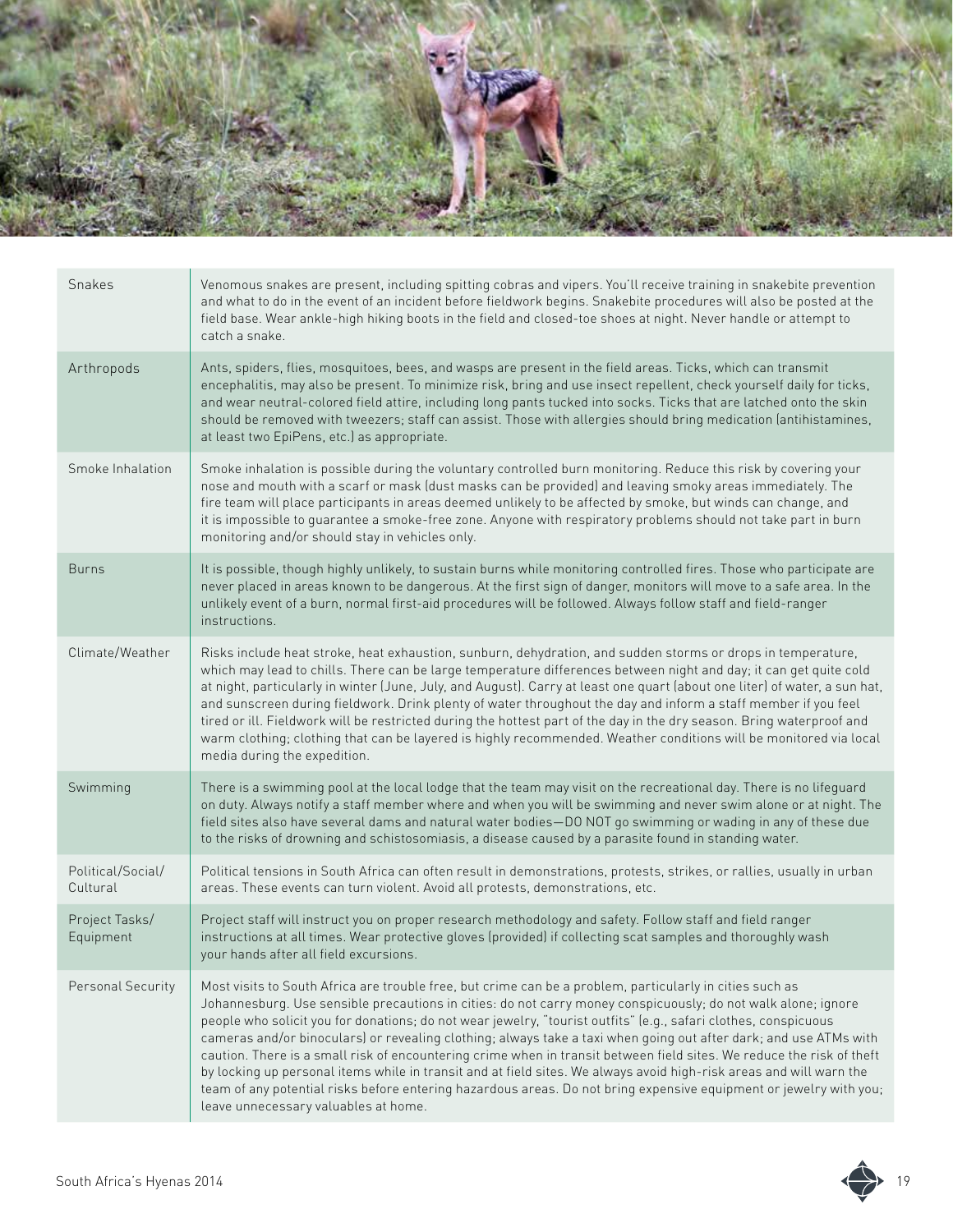| | |
|---|---|
| Snakes | Venomous snakes are present, including spitting cobras and vipers. You'll receive training in snakebite prevention and what to do in the event of an incident before fieldwork begins. Snakebite procedures will also be posted at the field base. Wear ankle-high hiking boots in the field and closed-toe shoes at night. Never handle or attempt to catch a snake. |
| Arthropods | Ants, spiders, flies, mosquitoes, bees, and wasps are present in the field areas. Ticks, which can transmit encephalitis, may also be present. To minimize risk, bring and use insect repellent, check yourself daily for ticks, and wear neutral-colored field attire, including long pants tucked into socks. Ticks that are latched onto the skin should be removed with tweezers; staff can assist. Those with allergies should bring medication (antihistamines, at least two EpiPens, etc.) as appropriate. |
| Smoke Inhalation | Smoke inhalation is possible during the voluntary controlled burn monitoring. Reduce this risk by covering your nose and mouth with a scarf or mask (dust masks can be provided) and leaving smoky areas immediately. The fire team will place participants in areas deemed unlikely to be affected by smoke, but winds can change, and it is impossible to guarantee a smoke-free zone. Anyone with respiratory problems should not take part in burn monitoring and/or should stay in vehicles only. |
| Burns | It is possible, though highly unlikely, to sustain burns while monitoring controlled fires. Those who participate are never placed in areas known to be dangerous. At the first sign of danger, monitors will move to a safe area. In the unlikely event of a burn, normal first-aid procedures will be followed. Always follow staff and field-ranger instructions. |
| Climate/Weather | Risks include heat stroke, heat exhaustion, sunburn, dehydration, and sudden storms or drops in temperature, which may lead to chills. There can be large temperature differences between night and day; it can get quite cold at night, particularly in winter (June, July, and August). Carry at least one quart (about one liter) of water, a sun hat, and sunscreen during fieldwork. Drink plenty of water throughout the day and inform a staff member if you feel tired or ill. Fieldwork will be restricted during the hottest part of the day in the dry season. Bring waterproof and warm clothing; clothing that can be layered is highly recommended. Weather conditions will be monitored via local media during the expedition. |
| Swimming | There is a swimming pool at the local lodge that the team may visit on the recreational day. There is no lifeguard on duty. Always notify a staff member where and when you will be swimming and never swim alone or at night. The field sites also have several dams and natural water bodies—DO NOT go swimming or wading in any of these due to the risks of drowning and schistosomiasis, a disease caused by a parasite found in standing water. |
| Political/Social/Cultural | Political tensions in South Africa can often result in demonstrations, protests, strikes, or rallies, usually in urban areas. These events can turn violent. Avoid all protests, demonstrations, etc. |
| Project Tasks/Equipment | Project staff will instruct you on proper research methodology and safety. Follow staff and field ranger instructions at all times. Wear protective gloves (provided) if collecting scat samples and thoroughly wash your hands after all field excursions. |
| Personal Security | Most visits to South Africa are trouble free, but crime can be a problem, particularly in cities such as Johannesburg. Use sensible precautions in cities: do not carry money conspicuously; do not walk alone; ignore people who solicit you for donations; do not wear jewelry, "tourist outfits" (e.g., safari clothes, conspicuous cameras and/or binoculars) or revealing clothing; always take a taxi when going out after dark; and use ATMs with caution. There is a small risk of encountering crime when in transit between field sites. We reduce the risk of theft by locking up personal items while in transit and at field sites. We always avoid high-risk areas and will warn the team of any potential risks before entering hazardous areas. Do not bring expensive equipment or jewelry with you; leave unnecessary valuables at home. |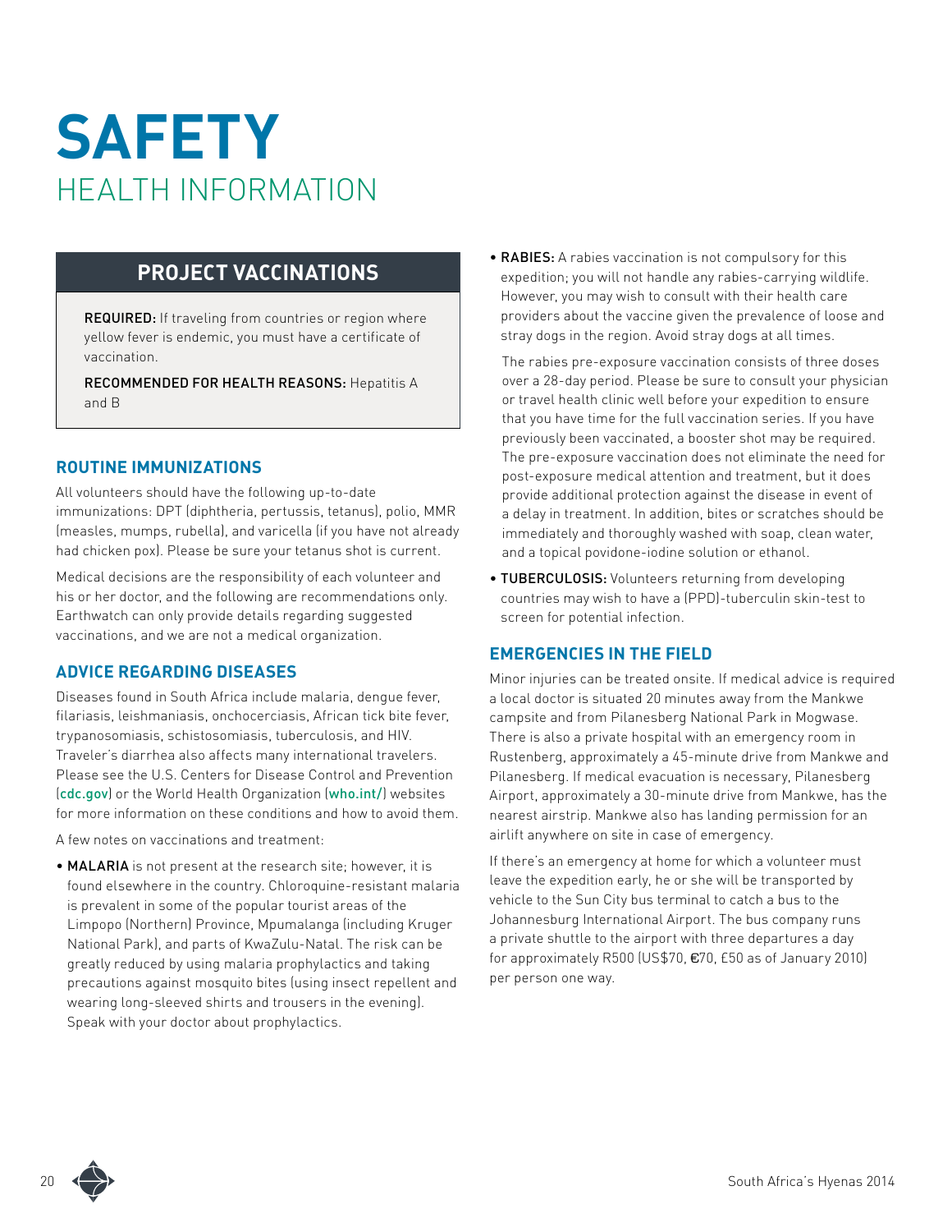# SAFETY
## HEALTH INFORMATION

## PROJECT VACCINATIONS

**REQUIRED:** If traveling from countries or region where yellow fever is endemic, you must have a certificate of vaccination.

**RECOMMENDED FOR HEALTH REASONS:** Hepatitis A and B

### ROUTINE IMMUNIZATIONS

All volunteers should have the following up-to-date immunizations: DPT (diphtheria, pertussis, tetanus), polio, MMR (measles, mumps, rubella), and varicella (if you have not already had chicken pox). Please be sure your tetanus shot is current.

Medical decisions are the responsibility of each volunteer and his or her doctor, and the following are recommendations only. Earthwatch can only provide details regarding suggested vaccinations, and we are not a medical organization.

### ADVICE REGARDING DISEASES

Diseases found in South Africa include malaria, dengue fever, filariasis, leishmaniasis, onchocerciasis, African tick bite fever, trypanosomiasis, schistosomiasis, tuberculosis, and HIV. Traveler's diarrhea also affects many international travelers. Please see the U.S. Centers for Disease Control and Prevention (cdc.gov) or the World Health Organization (who.int/) websites for more information on these conditions and how to avoid them.

A few notes on vaccinations and treatment:

- **MALARIA** is not present at the research site; however, it is found elsewhere in the country. Chloroquine-resistant malaria is prevalent in some of the popular tourist areas of the Limpopo (Northern) Province, Mpumalanga (including Kruger National Park), and parts of KwaZulu-Natal. The risk can be greatly reduced by using malaria prophylactics and taking precautions against mosquito bites (using insect repellent and wearing long-sleeved shirts and trousers in the evening). Speak with your doctor about prophylactics.
- **RABIES:** A rabies vaccination is not compulsory for this expedition; you will not handle any rabies-carrying wildlife. However, you may wish to consult with their health care providers about the vaccine given the prevalence of loose and stray dogs in the region. Avoid stray dogs at all times.

  The rabies pre-exposure vaccination consists of three doses over a 28-day period. Please be sure to consult your physician or travel health clinic well before your expedition to ensure that you have time for the full vaccination series. If you have previously been vaccinated, a booster shot may be required. The pre-exposure vaccination does not eliminate the need for post-exposure medical attention and treatment, but it does provide additional protection against the disease in event of a delay in treatment. In addition, bites or scratches should be immediately and thoroughly washed with soap, clean water, and a topical povidone-iodine solution or ethanol.
- **TUBERCULOSIS:** Volunteers returning from developing countries may wish to have a (PPD)-tuberculin skin-test to screen for potential infection.

### EMERGENCIES IN THE FIELD

Minor injuries can be treated onsite. If medical advice is required a local doctor is situated 20 minutes away from the Mankwe campsite and from Pilanesberg National Park in Mogwase. There is also a private hospital with an emergency room in Rustenberg, approximately a 45-minute drive from Mankwe and Pilanesberg. If medical evacuation is necessary, Pilanesberg Airport, approximately a 30-minute drive from Mankwe, has the nearest airstrip. Mankwe also has landing permission for an airlift anywhere on site in case of emergency.

If there's an emergency at home for which a volunteer must leave the expedition early, he or she will be transported by vehicle to the Sun City bus terminal to catch a bus to the Johannesburg International Airport. The bus company runs a private shuttle to the airport with three departures a day for approximately R500 (US$70, €70, £50 as of January 2010) per person one way.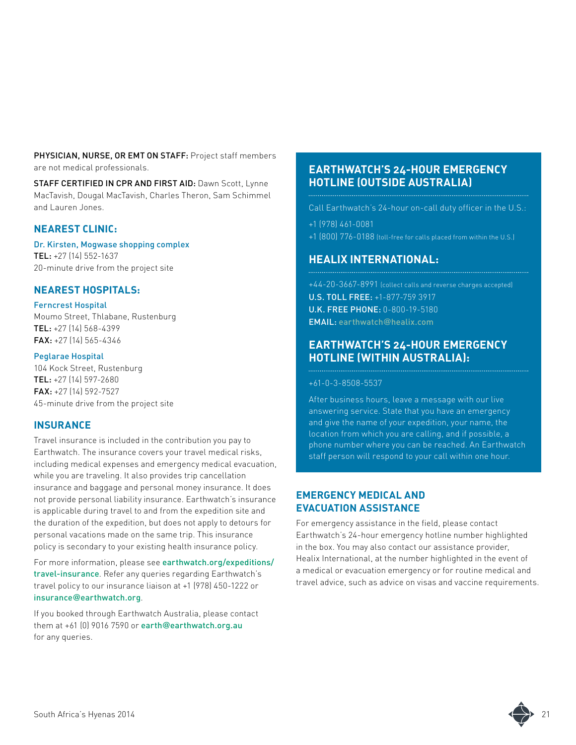**PHYSICIAN, NURSE, OR EMT ON STAFF:** Project staff members are not medical professionals.

**STAFF CERTIFIED IN CPR AND FIRST AID:** Dawn Scott, Lynne MacTavish, Dougal MacTavish, Charles Theron, Sam Schimmel and Lauren Jones.

## NEAREST CLINIC:

**Dr. Kirsten, Mogwase shopping complex**
**TEL:** +27 (14) 552-1637
20-minute drive from the project site

## NEAREST HOSPITALS:

**Ferncrest Hospital**
Moumo Street, Thlabane, Rustenburg
**TEL:** +27 (14) 568-4399
**FAX:** +27 (14) 565-4346

**Peglarae Hospital**
104 Kock Street, Rustenburg
**TEL:** +27 (14) 597-2680
**FAX:** +27 (14) 592-7527
45-minute drive from the project site

## INSURANCE

Travel insurance is included in the contribution you pay to Earthwatch. The insurance covers your travel medical risks, including medical expenses and emergency medical evacuation, while you are traveling. It also provides trip cancellation insurance and baggage and personal money insurance. It does not provide personal liability insurance. Earthwatch's insurance is applicable during travel to and from the expedition site and the duration of the expedition, but does not apply to detours for personal vacations made on the same trip. This insurance policy is secondary to your existing health insurance policy.

For more information, please see earthwatch.org/expeditions/travel-insurance. Refer any queries regarding Earthwatch's travel policy to our insurance liaison at +1 (978) 450-1222 or insurance@earthwatch.org.

If you booked through Earthwatch Australia, please contact them at +61 (0) 9016 7590 or earth@earthwatch.org.au for any queries.

## EARTHWATCH'S 24-HOUR EMERGENCY HOTLINE (OUTSIDE AUSTRALIA)

Call Earthwatch's 24-hour on-call duty officer in the U.S.:

+1 (978) 461-0081
+1 (800) 776-0188 (toll-free for calls placed from within the U.S.)

## HEALIX INTERNATIONAL:

+44-20-3667-8991 (collect calls and reverse charges accepted)
**U.S. TOLL FREE:** +1-877-759 3917
**U.K. FREE PHONE:** 0-800-19-5180
**EMAIL:** earthwatch@healix.com

## EARTHWATCH'S 24-HOUR EMERGENCY HOTLINE (WITHIN AUSTRALIA):

+61-0-3-8508-5537

After business hours, leave a message with our live answering service. State that you have an emergency and give the name of your expedition, your name, the location from which you are calling, and if possible, a phone number where you can be reached. An Earthwatch staff person will respond to your call within one hour.

## EMERGENCY MEDICAL AND EVACUATION ASSISTANCE

For emergency assistance in the field, please contact Earthwatch's 24-hour emergency hotline number highlighted in the box. You may also contact our assistance provider, Healix International, at the number highlighted in the event of a medical or evacuation emergency or for routine medical and travel advice, such as advice on visas and vaccine requirements.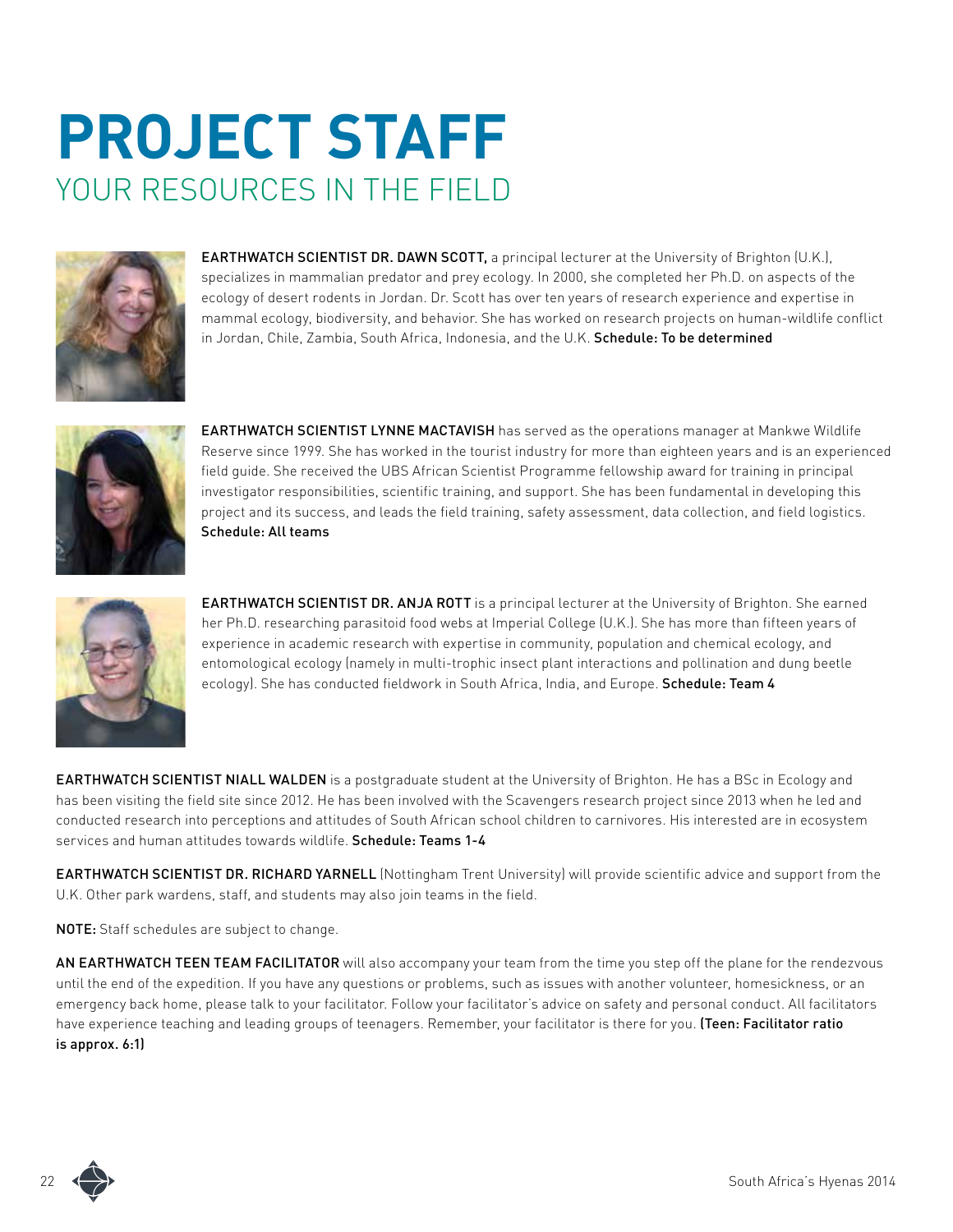# PROJECT STAFF

## YOUR RESOURCES IN THE FIELD

**EARTHWATCH SCIENTIST DR. DAWN SCOTT,** a principal lecturer at the University of Brighton (U.K.), specializes in mammalian predator and prey ecology. In 2000, she completed her Ph.D. on aspects of the ecology of desert rodents in Jordan. Dr. Scott has over ten years of research experience and expertise in mammal ecology, biodiversity, and behavior. She has worked on research projects on human-wildlife conflict in Jordan, Chile, Zambia, South Africa, Indonesia, and the U.K. **Schedule: To be determined**

**EARTHWATCH SCIENTIST LYNNE MACTAVISH** has served as the operations manager at Mankwe Wildlife Reserve since 1999. She has worked in the tourist industry for more than eighteen years and is an experienced field guide. She received the UBS African Scientist Programme fellowship award for training in principal investigator responsibilities, scientific training, and support. She has been fundamental in developing this project and its success, and leads the field training, safety assessment, data collection, and field logistics. **Schedule: All teams**

**EARTHWATCH SCIENTIST DR. ANJA ROTT** is a principal lecturer at the University of Brighton. She earned her Ph.D. researching parasitoid food webs at Imperial College (U.K.). She has more than fifteen years of experience in academic research with expertise in community, population and chemical ecology, and entomological ecology (namely in multi-trophic insect plant interactions and pollination and dung beetle ecology). She has conducted fieldwork in South Africa, India, and Europe. **Schedule: Team 4**

**EARTHWATCH SCIENTIST NIALL WALDEN** is a postgraduate student at the University of Brighton. He has a BSc in Ecology and has been visiting the field site since 2012. He has been involved with the Scavengers research project since 2013 when he led and conducted research into perceptions and attitudes of South African school children to carnivores. His interested are in ecosystem services and human attitudes towards wildlife. **Schedule: Teams 1-4**

**EARTHWATCH SCIENTIST DR. RICHARD YARNELL** (Nottingham Trent University) will provide scientific advice and support from the U.K. Other park wardens, staff, and students may also join teams in the field.

**NOTE:** Staff schedules are subject to change.

**AN EARTHWATCH TEEN TEAM FACILITATOR** will also accompany your team from the time you step off the plane for the rendezvous until the end of the expedition. If you have any questions or problems, such as issues with another volunteer, homesickness, or an emergency back home, please talk to your facilitator. Follow your facilitator's advice on safety and personal conduct. All facilitators have experience teaching and leading groups of teenagers. Remember, your facilitator is there for you. **(Teen: Facilitator ratio is approx. 6:1)**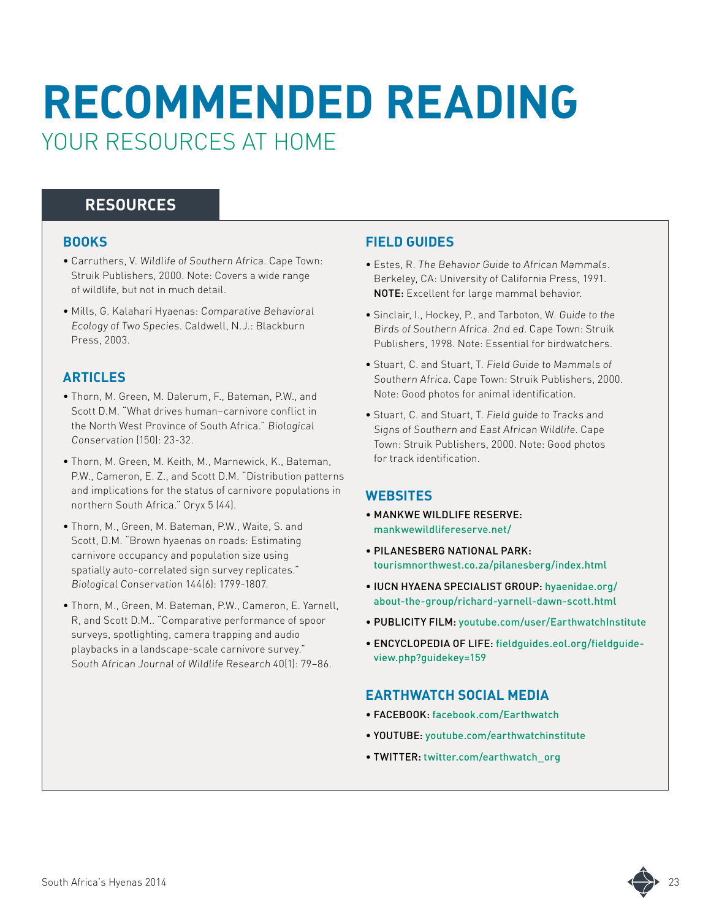# RECOMMENDED READING

## YOUR RESOURCES AT HOME

## RESOURCES

### BOOKS

- Carruthers, V. *Wildlife of Southern Africa*. Cape Town: Struik Publishers, 2000. Note: Covers a wide range of wildlife, but not in much detail.
- Mills, G. Kalahari Hyaenas: *Comparative Behavioral Ecology of Two Species*. Caldwell, N.J.: Blackburn Press, 2003.

### ARTICLES

- Thorn, M. Green, M. Dalerum, F., Bateman, P.W., and Scott D.M. "What drives human–carnivore conflict in the North West Province of South Africa." *Biological Conservation* (150): 23-32.
- Thorn, M. Green, M. Keith, M., Marnewick, K., Bateman, P.W., Cameron, E. Z., and Scott D.M. "Distribution patterns and implications for the status of carnivore populations in northern South Africa." Oryx 5 (44).
- Thorn, M., Green, M. Bateman, P.W., Waite, S. and Scott, D.M. "Brown hyaenas on roads: Estimating carnivore occupancy and population size using spatially auto-correlated sign survey replicates." *Biological Conservation* 144(6): 1799-1807.
- Thorn, M., Green, M. Bateman, P.W., Cameron, E. Yarnell, R, and Scott D.M.. "Comparative performance of spoor surveys, spotlighting, camera trapping and audio playbacks in a landscape-scale carnivore survey." *South African Journal of Wildlife Research* 40(1): 79–86.

### FIELD GUIDES

- Estes, R. *The Behavior Guide to African Mammals*. Berkeley, CA: University of California Press, 1991. **NOTE:** Excellent for large mammal behavior.
- Sinclair, I., Hockey, P., and Tarboton, W. *Guide to the Birds of Southern Africa. 2nd ed*. Cape Town: Struik Publishers, 1998. Note: Essential for birdwatchers.
- Stuart, C. and Stuart, T. *Field Guide to Mammals of Southern Africa*. Cape Town: Struik Publishers, 2000. Note: Good photos for animal identification.
- Stuart, C. and Stuart, T. *Field guide to Tracks and Signs of Southern and East African Wildlife*. Cape Town: Struik Publishers, 2000. Note: Good photos for track identification.

### WEBSITES

- MANKWE WILDLIFE RESERVE: mankwewildlifereserve.net/
- PILANESBERG NATIONAL PARK: tourismnorthwest.co.za/pilanesberg/index.html
- IUCN HYAENA SPECIALIST GROUP: hyaenidae.org/about-the-group/richard-yarnell-dawn-scott.html
- PUBLICITY FILM: youtube.com/user/EarthwatchInstitute
- ENCYCLOPEDIA OF LIFE: fieldguides.eol.org/fieldguide-view.php?guidekey=159

### EARTHWATCH SOCIAL MEDIA

- FACEBOOK: facebook.com/Earthwatch
- YOUTUBE: youtube.com/earthwatchinstitute
- TWITTER: twitter.com/earthwatch_org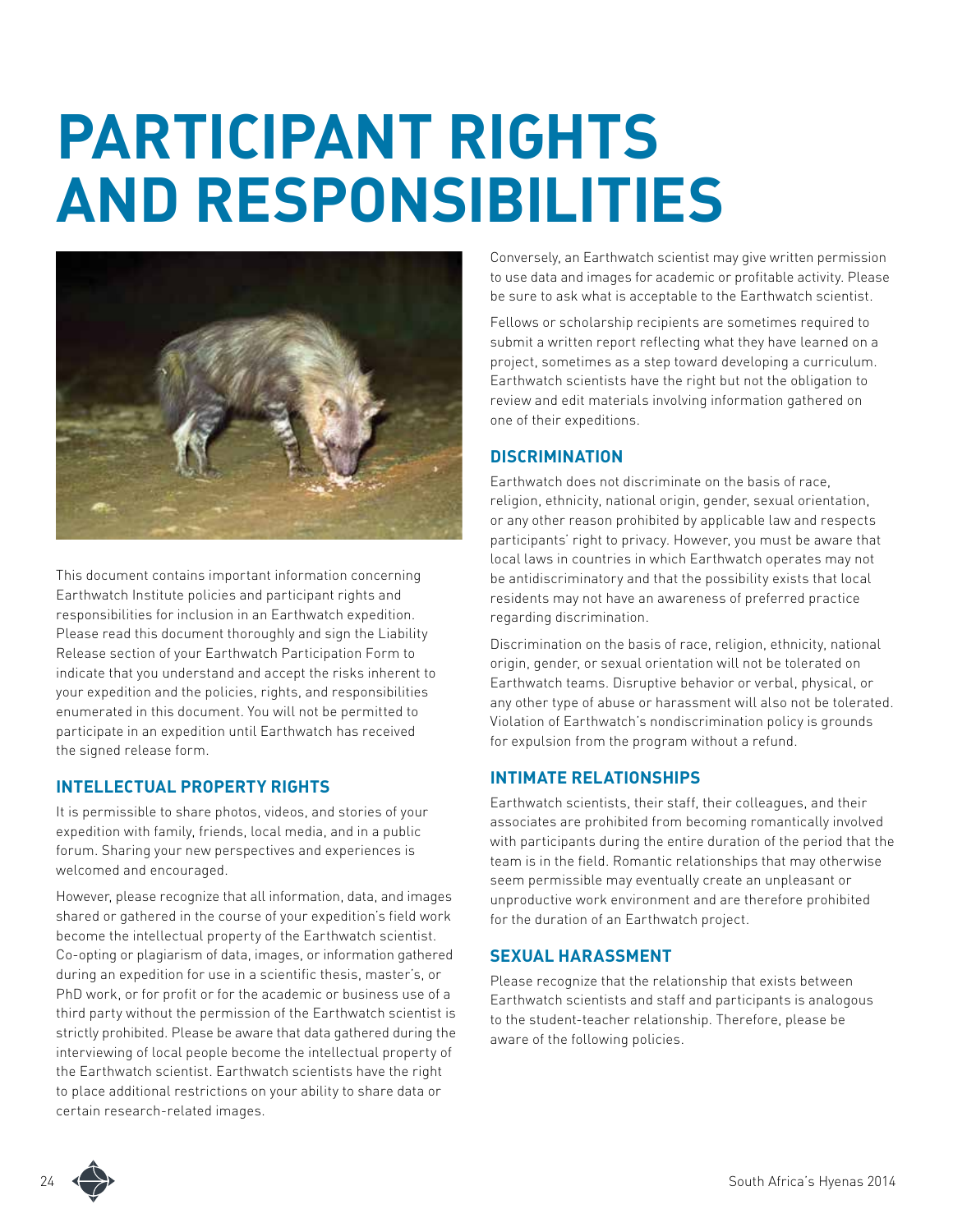# PARTICIPANT RIGHTS AND RESPONSIBILITIES

This document contains important information concerning Earthwatch Institute policies and participant rights and responsibilities for inclusion in an Earthwatch expedition. Please read this document thoroughly and sign the Liability Release section of your Earthwatch Participation Form to indicate that you understand and accept the risks inherent to your expedition and the policies, rights, and responsibilities enumerated in this document. You will not be permitted to participate in an expedition until Earthwatch has received the signed release form.

## INTELLECTUAL PROPERTY RIGHTS

It is permissible to share photos, videos, and stories of your expedition with family, friends, local media, and in a public forum. Sharing your new perspectives and experiences is welcomed and encouraged.

However, please recognize that all information, data, and images shared or gathered in the course of your expedition's field work become the intellectual property of the Earthwatch scientist. Co-opting or plagiarism of data, images, or information gathered during an expedition for use in a scientific thesis, master's, or PhD work, or for profit or for the academic or business use of a third party without the permission of the Earthwatch scientist is strictly prohibited. Please be aware that data gathered during the interviewing of local people become the intellectual property of the Earthwatch scientist. Earthwatch scientists have the right to place additional restrictions on your ability to share data or certain research-related images.

Conversely, an Earthwatch scientist may give written permission to use data and images for academic or profitable activity. Please be sure to ask what is acceptable to the Earthwatch scientist.

Fellows or scholarship recipients are sometimes required to submit a written report reflecting what they have learned on a project, sometimes as a step toward developing a curriculum. Earthwatch scientists have the right but not the obligation to review and edit materials involving information gathered on one of their expeditions.

## DISCRIMINATION

Earthwatch does not discriminate on the basis of race, religion, ethnicity, national origin, gender, sexual orientation, or any other reason prohibited by applicable law and respects participants' right to privacy. However, you must be aware that local laws in countries in which Earthwatch operates may not be antidiscriminatory and that the possibility exists that local residents may not have an awareness of preferred practice regarding discrimination.

Discrimination on the basis of race, religion, ethnicity, national origin, gender, or sexual orientation will not be tolerated on Earthwatch teams. Disruptive behavior or verbal, physical, or any other type of abuse or harassment will also not be tolerated. Violation of Earthwatch's nondiscrimination policy is grounds for expulsion from the program without a refund.

## INTIMATE RELATIONSHIPS

Earthwatch scientists, their staff, their colleagues, and their associates are prohibited from becoming romantically involved with participants during the entire duration of the period that the team is in the field. Romantic relationships that may otherwise seem permissible may eventually create an unpleasant or unproductive work environment and are therefore prohibited for the duration of an Earthwatch project.

## SEXUAL HARASSMENT

Please recognize that the relationship that exists between Earthwatch scientists and staff and participants is analogous to the student-teacher relationship. Therefore, please be aware of the following policies.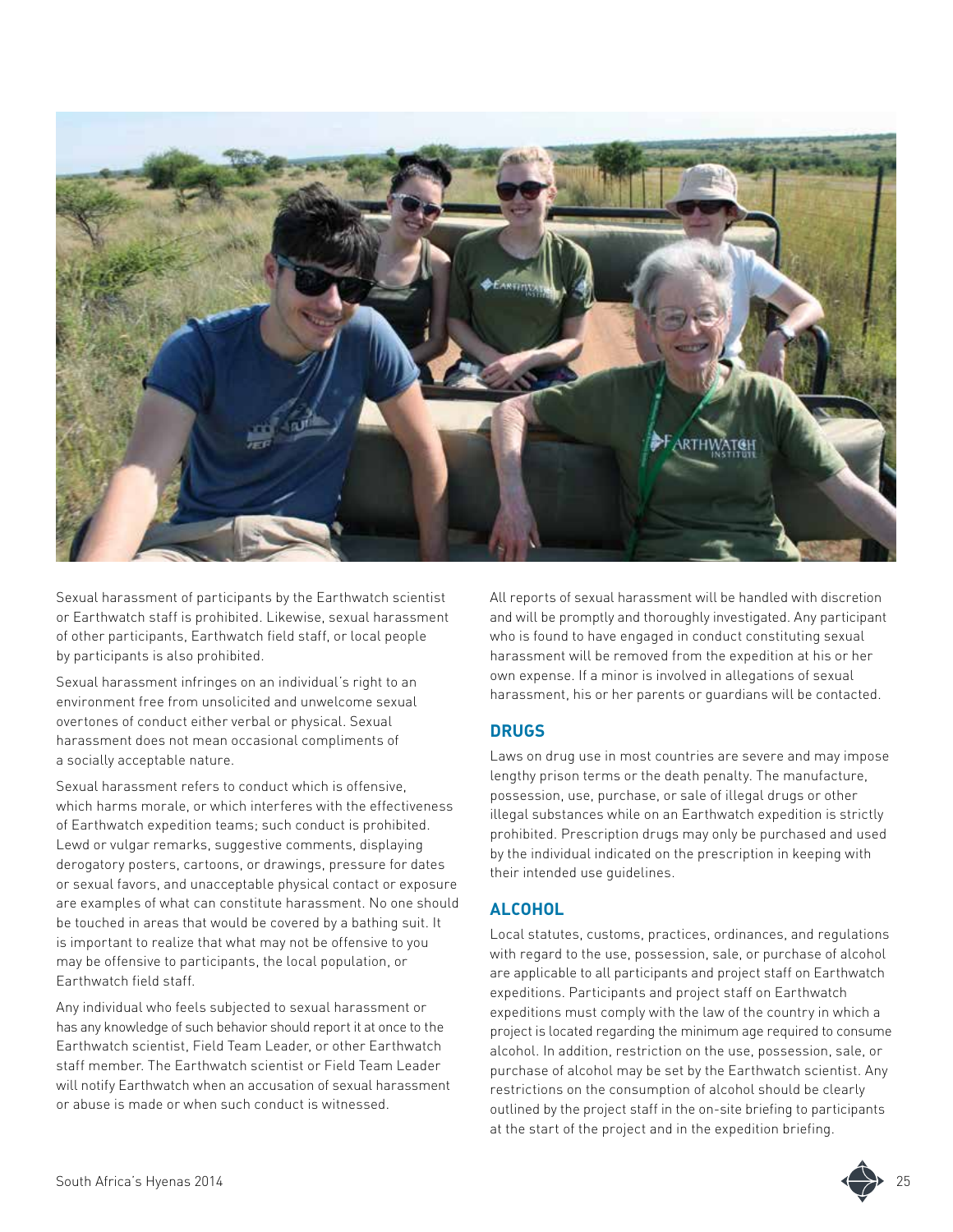Sexual harassment of participants by the Earthwatch scientist or Earthwatch staff is prohibited. Likewise, sexual harassment of other participants, Earthwatch field staff, or local people by participants is also prohibited.

Sexual harassment infringes on an individual's right to an environment free from unsolicited and unwelcome sexual overtones of conduct either verbal or physical. Sexual harassment does not mean occasional compliments of a socially acceptable nature.

Sexual harassment refers to conduct which is offensive, which harms morale, or which interferes with the effectiveness of Earthwatch expedition teams; such conduct is prohibited. Lewd or vulgar remarks, suggestive comments, displaying derogatory posters, cartoons, or drawings, pressure for dates or sexual favors, and unacceptable physical contact or exposure are examples of what can constitute harassment. No one should be touched in areas that would be covered by a bathing suit. It is important to realize that what may not be offensive to you may be offensive to participants, the local population, or Earthwatch field staff.

Any individual who feels subjected to sexual harassment or has any knowledge of such behavior should report it at once to the Earthwatch scientist, Field Team Leader, or other Earthwatch staff member. The Earthwatch scientist or Field Team Leader will notify Earthwatch when an accusation of sexual harassment or abuse is made or when such conduct is witnessed.

All reports of sexual harassment will be handled with discretion and will be promptly and thoroughly investigated. Any participant who is found to have engaged in conduct constituting sexual harassment will be removed from the expedition at his or her own expense. If a minor is involved in allegations of sexual harassment, his or her parents or guardians will be contacted.

## DRUGS

Laws on drug use in most countries are severe and may impose lengthy prison terms or the death penalty. The manufacture, possession, use, purchase, or sale of illegal drugs or other illegal substances while on an Earthwatch expedition is strictly prohibited. Prescription drugs may only be purchased and used by the individual indicated on the prescription in keeping with their intended use guidelines.

## ALCOHOL

Local statutes, customs, practices, ordinances, and regulations with regard to the use, possession, sale, or purchase of alcohol are applicable to all participants and project staff on Earthwatch expeditions. Participants and project staff on Earthwatch expeditions must comply with the law of the country in which a project is located regarding the minimum age required to consume alcohol. In addition, restriction on the use, possession, sale, or purchase of alcohol may be set by the Earthwatch scientist. Any restrictions on the consumption of alcohol should be clearly outlined by the project staff in the on-site briefing to participants at the start of the project and in the expedition briefing.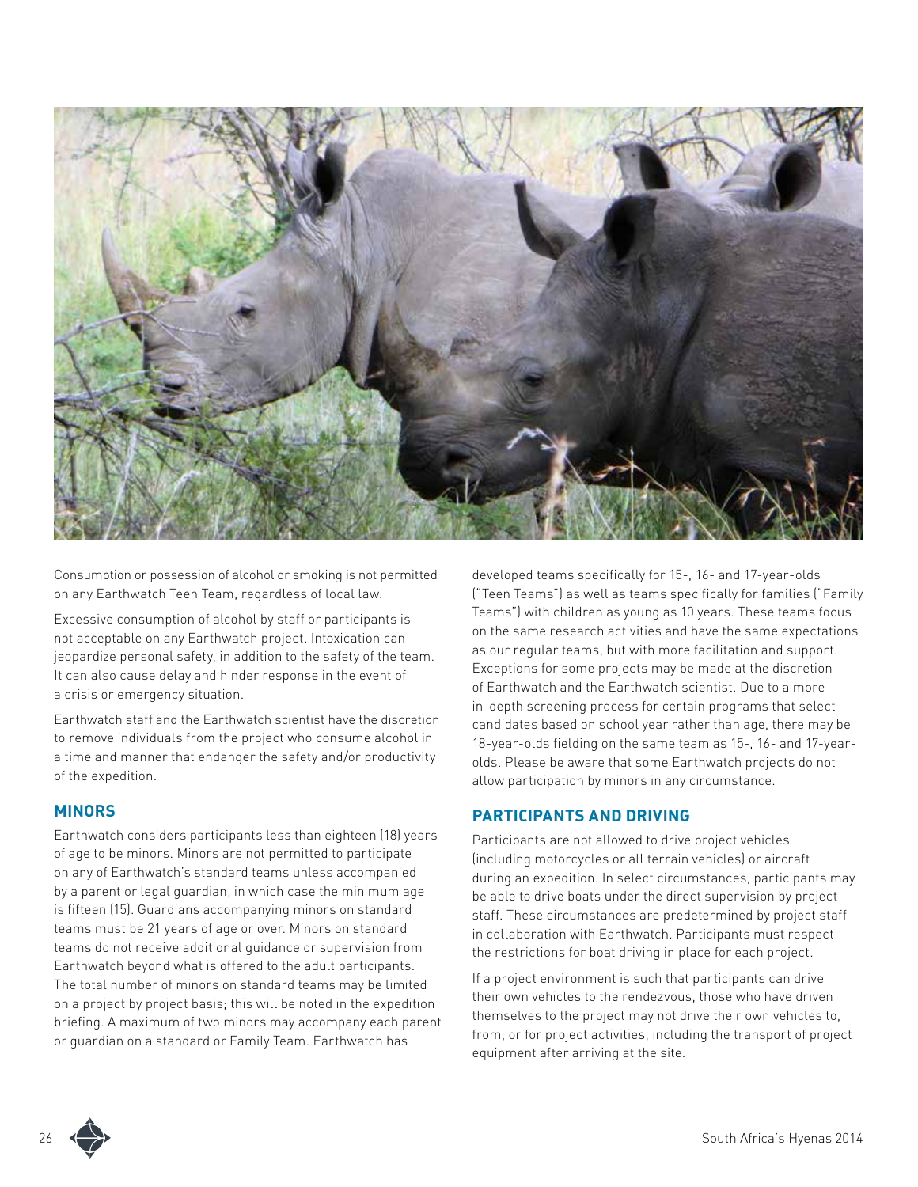Consumption or possession of alcohol or smoking is not permitted on any Earthwatch Teen Team, regardless of local law.

Excessive consumption of alcohol by staff or participants is not acceptable on any Earthwatch project. Intoxication can jeopardize personal safety, in addition to the safety of the team. It can also cause delay and hinder response in the event of a crisis or emergency situation.

Earthwatch staff and the Earthwatch scientist have the discretion to remove individuals from the project who consume alcohol in a time and manner that endanger the safety and/or productivity of the expedition.

## MINORS

Earthwatch considers participants less than eighteen (18) years of age to be minors. Minors are not permitted to participate on any of Earthwatch's standard teams unless accompanied by a parent or legal guardian, in which case the minimum age is fifteen (15). Guardians accompanying minors on standard teams must be 21 years of age or over. Minors on standard teams do not receive additional guidance or supervision from Earthwatch beyond what is offered to the adult participants. The total number of minors on standard teams may be limited on a project by project basis; this will be noted in the expedition briefing. A maximum of two minors may accompany each parent or guardian on a standard or Family Team. Earthwatch has developed teams specifically for 15-, 16- and 17-year-olds ("Teen Teams") as well as teams specifically for families ("Family Teams") with children as young as 10 years. These teams focus on the same research activities and have the same expectations as our regular teams, but with more facilitation and support. Exceptions for some projects may be made at the discretion of Earthwatch and the Earthwatch scientist. Due to a more in-depth screening process for certain programs that select candidates based on school year rather than age, there may be 18-year-olds fielding on the same team as 15-, 16- and 17-year-olds. Please be aware that some Earthwatch projects do not allow participation by minors in any circumstance.

## PARTICIPANTS AND DRIVING

Participants are not allowed to drive project vehicles (including motorcycles or all terrain vehicles) or aircraft during an expedition. In select circumstances, participants may be able to drive boats under the direct supervision by project staff. These circumstances are predetermined by project staff in collaboration with Earthwatch. Participants must respect the restrictions for boat driving in place for each project.

If a project environment is such that participants can drive their own vehicles to the rendezvous, those who have driven themselves to the project may not drive their own vehicles to, from, or for project activities, including the transport of project equipment after arriving at the site.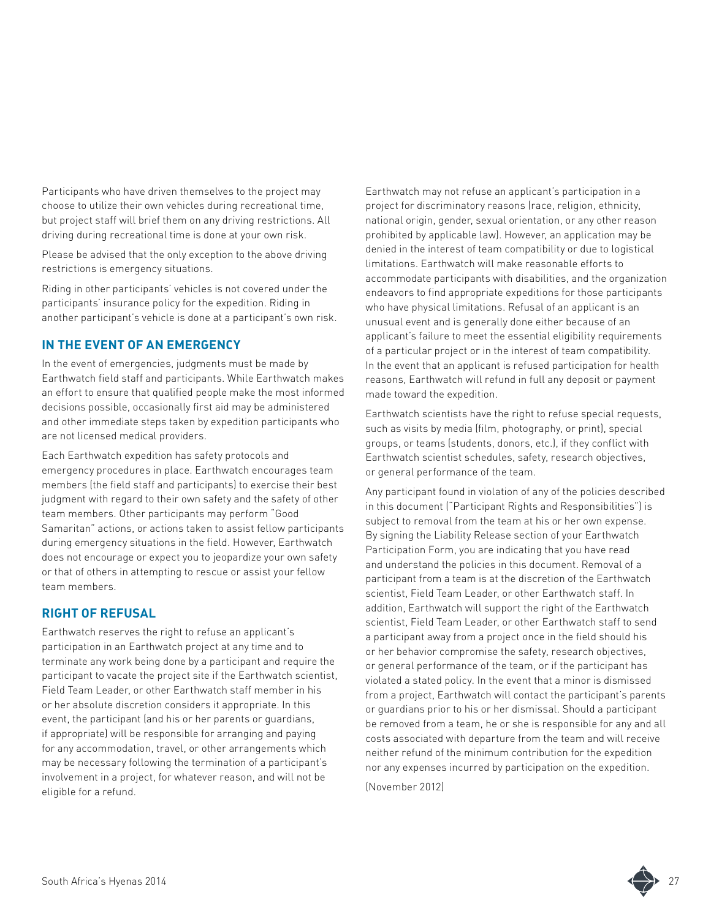Participants who have driven themselves to the project may choose to utilize their own vehicles during recreational time, but project staff will brief them on any driving restrictions. All driving during recreational time is done at your own risk.

Please be advised that the only exception to the above driving restrictions is emergency situations.

Riding in other participants' vehicles is not covered under the participants' insurance policy for the expedition. Riding in another participant's vehicle is done at a participant's own risk.

## IN THE EVENT OF AN EMERGENCY

In the event of emergencies, judgments must be made by Earthwatch field staff and participants. While Earthwatch makes an effort to ensure that qualified people make the most informed decisions possible, occasionally first aid may be administered and other immediate steps taken by expedition participants who are not licensed medical providers.

Each Earthwatch expedition has safety protocols and emergency procedures in place. Earthwatch encourages team members (the field staff and participants) to exercise their best judgment with regard to their own safety and the safety of other team members. Other participants may perform "Good Samaritan" actions, or actions taken to assist fellow participants during emergency situations in the field. However, Earthwatch does not encourage or expect you to jeopardize your own safety or that of others in attempting to rescue or assist your fellow team members.

## RIGHT OF REFUSAL

Earthwatch reserves the right to refuse an applicant's participation in an Earthwatch project at any time and to terminate any work being done by a participant and require the participant to vacate the project site if the Earthwatch scientist, Field Team Leader, or other Earthwatch staff member in his or her absolute discretion considers it appropriate. In this event, the participant (and his or her parents or guardians, if appropriate) will be responsible for arranging and paying for any accommodation, travel, or other arrangements which may be necessary following the termination of a participant's involvement in a project, for whatever reason, and will not be eligible for a refund.

Earthwatch may not refuse an applicant's participation in a project for discriminatory reasons (race, religion, ethnicity, national origin, gender, sexual orientation, or any other reason prohibited by applicable law). However, an application may be denied in the interest of team compatibility or due to logistical limitations. Earthwatch will make reasonable efforts to accommodate participants with disabilities, and the organization endeavors to find appropriate expeditions for those participants who have physical limitations. Refusal of an applicant is an unusual event and is generally done either because of an applicant's failure to meet the essential eligibility requirements of a particular project or in the interest of team compatibility. In the event that an applicant is refused participation for health reasons, Earthwatch will refund in full any deposit or payment made toward the expedition.

Earthwatch scientists have the right to refuse special requests, such as visits by media (film, photography, or print), special groups, or teams (students, donors, etc.), if they conflict with Earthwatch scientist schedules, safety, research objectives, or general performance of the team.

Any participant found in violation of any of the policies described in this document ("Participant Rights and Responsibilities") is subject to removal from the team at his or her own expense. By signing the Liability Release section of your Earthwatch Participation Form, you are indicating that you have read and understand the policies in this document. Removal of a participant from a team is at the discretion of the Earthwatch scientist, Field Team Leader, or other Earthwatch staff. In addition, Earthwatch will support the right of the Earthwatch scientist, Field Team Leader, or other Earthwatch staff to send a participant away from a project once in the field should his or her behavior compromise the safety, research objectives, or general performance of the team, or if the participant has violated a stated policy. In the event that a minor is dismissed from a project, Earthwatch will contact the participant's parents or guardians prior to his or her dismissal. Should a participant be removed from a team, he or she is responsible for any and all costs associated with departure from the team and will receive neither refund of the minimum contribution for the expedition nor any expenses incurred by participation on the expedition.

(November 2012)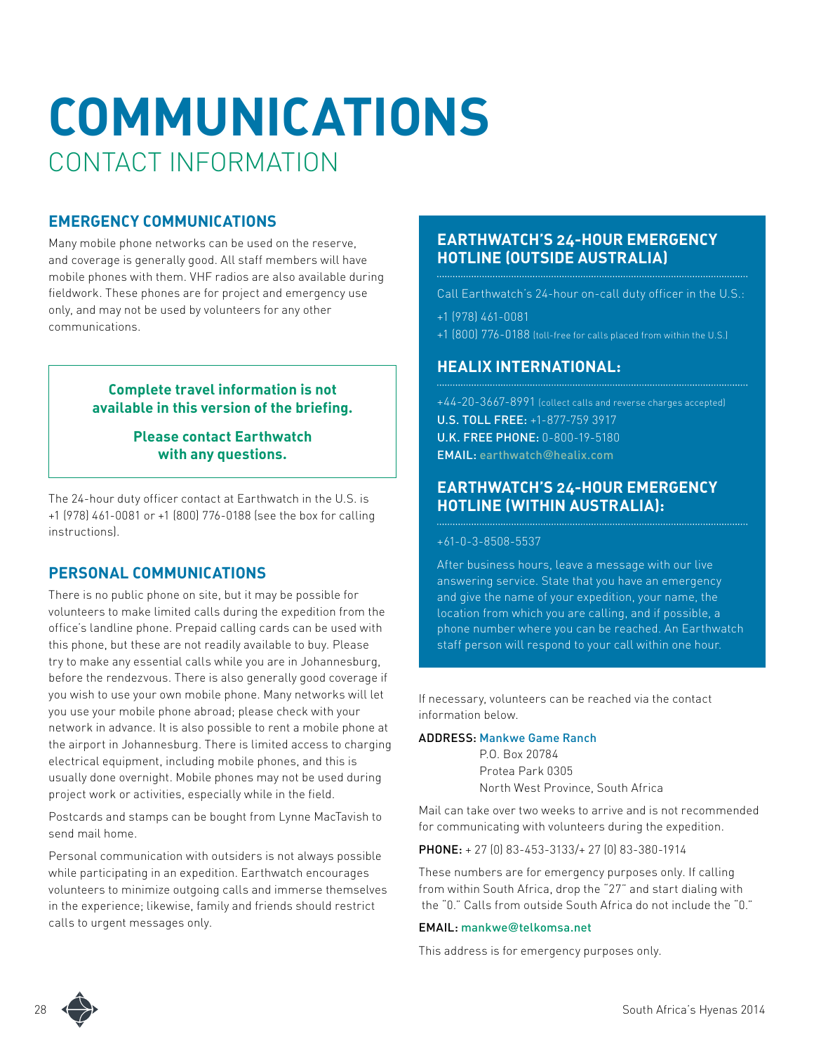# COMMUNICATIONS

## CONTACT INFORMATION

### EMERGENCY COMMUNICATIONS

Many mobile phone networks can be used on the reserve, and coverage is generally good. All staff members will have mobile phones with them. VHF radios are also available during fieldwork. These phones are for project and emergency use only, and may not be used by volunteers for any other communications.

**Complete travel information is not available in this version of the briefing.**

**Please contact Earthwatch with any questions.**

The 24-hour duty officer contact at Earthwatch in the U.S. is +1 (978) 461-0081 or +1 (800) 776-0188 (see the box for calling instructions).

### PERSONAL COMMUNICATIONS

There is no public phone on site, but it may be possible for volunteers to make limited calls during the expedition from the office's landline phone. Prepaid calling cards can be used with this phone, but these are not readily available to buy. Please try to make any essential calls while you are in Johannesburg, before the rendezvous. There is also generally good coverage if you wish to use your own mobile phone. Many networks will let you use your mobile phone abroad; please check with your network in advance. It is also possible to rent a mobile phone at the airport in Johannesburg. There is limited access to charging electrical equipment, including mobile phones, and this is usually done overnight. Mobile phones may not be used during project work or activities, especially while in the field.

Postcards and stamps can be bought from Lynne MacTavish to send mail home.

Personal communication with outsiders is not always possible while participating in an expedition. Earthwatch encourages volunteers to minimize outgoing calls and immerse themselves in the experience; likewise, family and friends should restrict calls to urgent messages only.

### EARTHWATCH'S 24-HOUR EMERGENCY HOTLINE (OUTSIDE AUSTRALIA)

Call Earthwatch's 24-hour on-call duty officer in the U.S.:

+1 (978) 461-0081
+1 (800) 776-0188 (toll-free for calls placed from within the U.S.)

### HEALIX INTERNATIONAL:

+44-20-3667-8991 (collect calls and reverse charges accepted)
**U.S. TOLL FREE:** +1-877-759 3917
**U.K. FREE PHONE:** 0-800-19-5180
**EMAIL:** earthwatch@healix.com

### EARTHWATCH'S 24-HOUR EMERGENCY HOTLINE (WITHIN AUSTRALIA):

+61-0-3-8508-5537

After business hours, leave a message with our live answering service. State that you have an emergency and give the name of your expedition, your name, the location from which you are calling, and if possible, a phone number where you can be reached. An Earthwatch staff person will respond to your call within one hour.

If necessary, volunteers can be reached via the contact information below.

**ADDRESS:** Mankwe Game Ranch
P.O. Box 20784
Protea Park 0305
North West Province, South Africa

Mail can take over two weeks to arrive and is not recommended for communicating with volunteers during the expedition.

**PHONE:** + 27 (0) 83-453-3133/+ 27 (0) 83-380-1914

These numbers are for emergency purposes only. If calling from within South Africa, drop the "27" and start dialing with the "0." Calls from outside South Africa do not include the "0."

**EMAIL:** mankwe@telkomsa.net

This address is for emergency purposes only.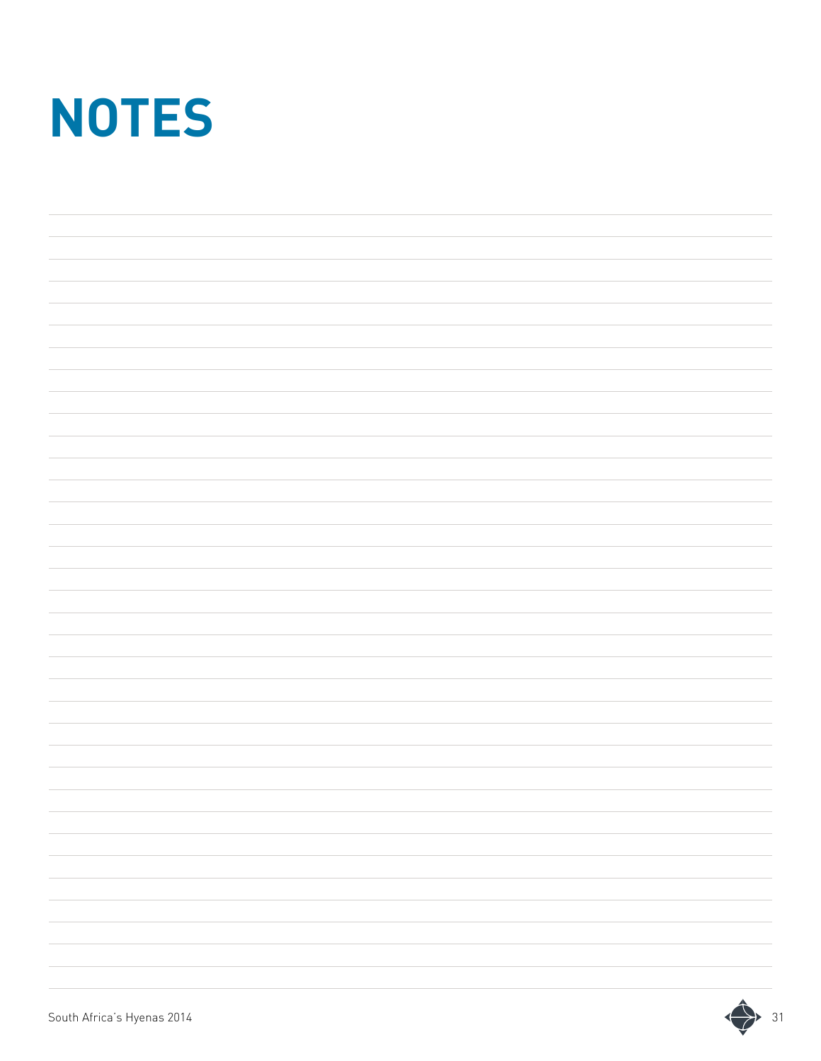# NOTES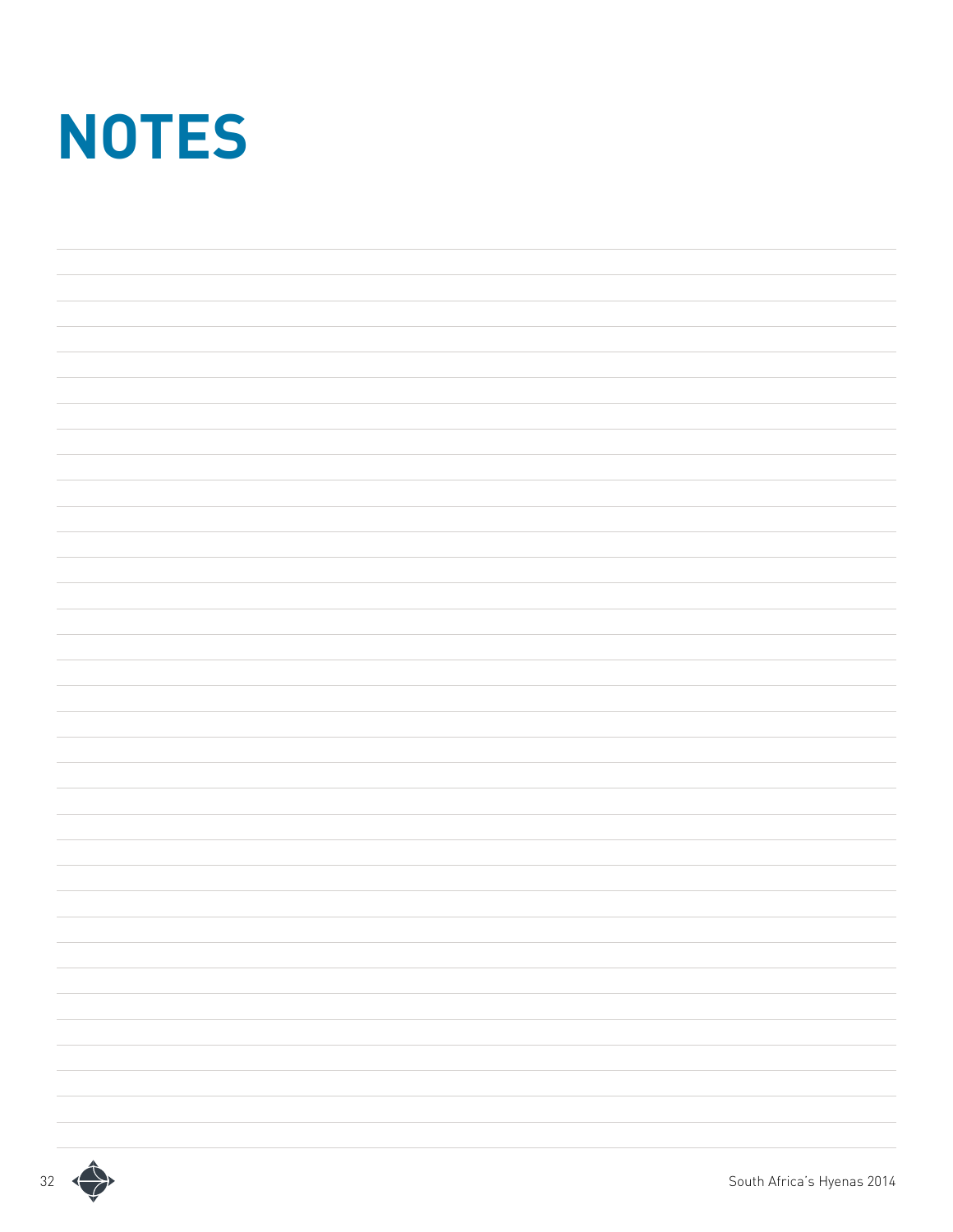# NOTES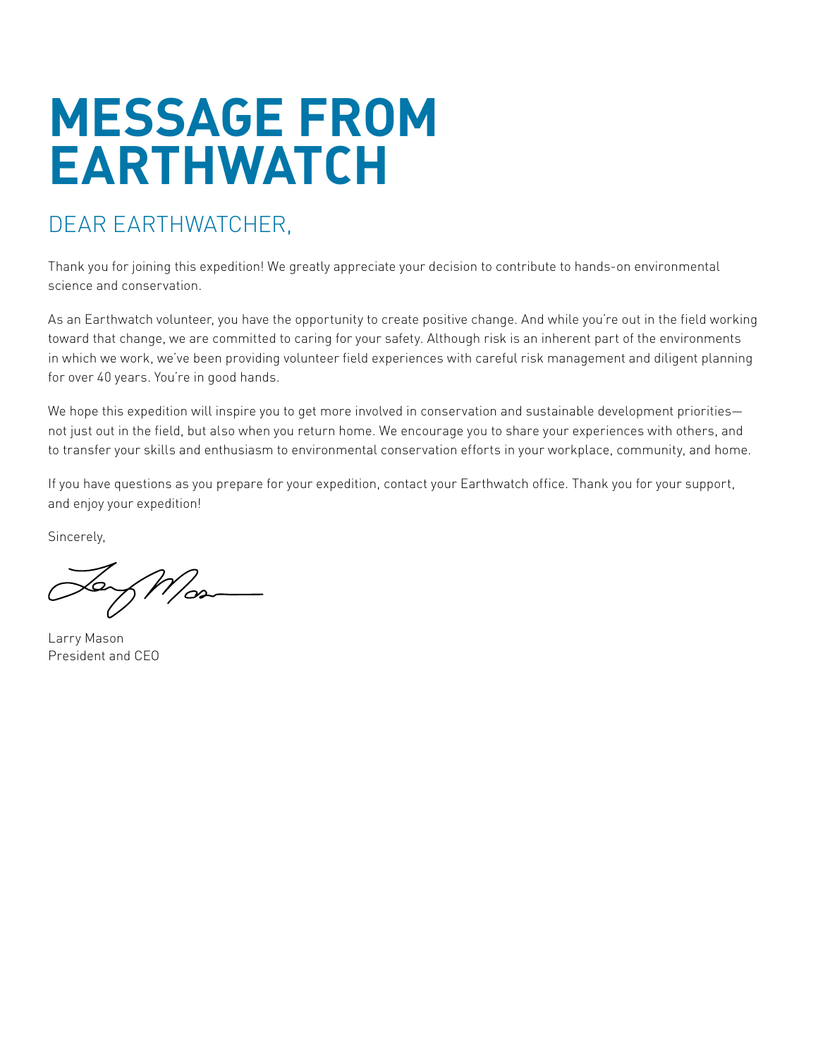# MESSAGE FROM EARTHWATCH

## DEAR EARTHWATCHER,

Thank you for joining this expedition! We greatly appreciate your decision to contribute to hands-on environmental science and conservation.

As an Earthwatch volunteer, you have the opportunity to create positive change. And while you're out in the field working toward that change, we are committed to caring for your safety. Although risk is an inherent part of the environments in which we work, we've been providing volunteer field experiences with careful risk management and diligent planning for over 40 years. You're in good hands.

We hope this expedition will inspire you to get more involved in conservation and sustainable development priorities—not just out in the field, but also when you return home. We encourage you to share your experiences with others, and to transfer your skills and enthusiasm to environmental conservation efforts in your workplace, community, and home.

If you have questions as you prepare for your expedition, contact your Earthwatch office. Thank you for your support, and enjoy your expedition!

Sincerely,

Larry Mason
President and CEO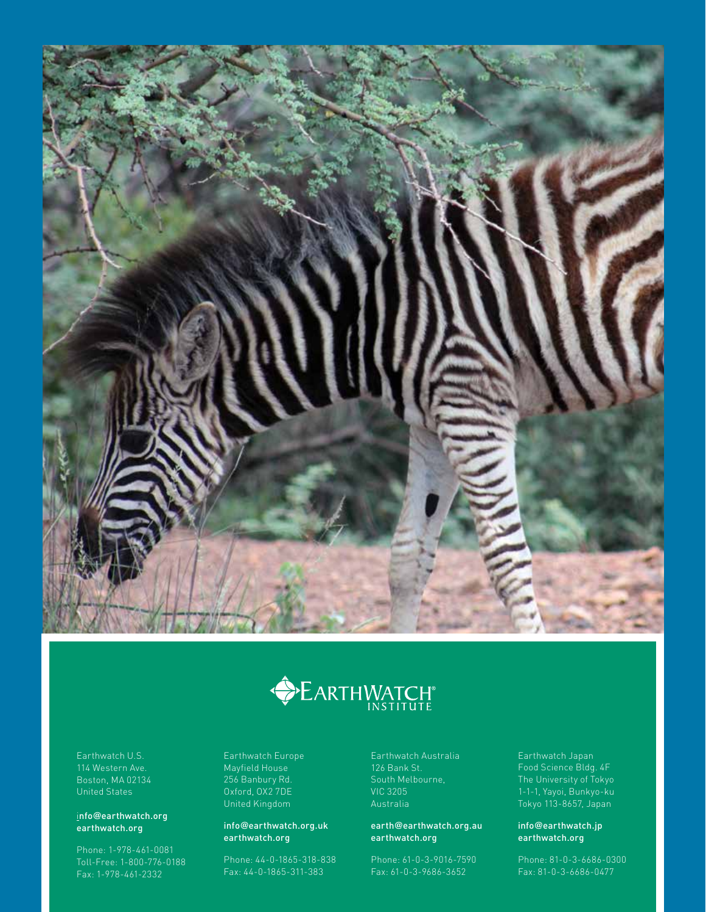EARTHWATCH® INSTITUTE

Earthwatch U.S.
114 Western Ave.
Boston, MA 02134
United States

info@earthwatch.org
earthwatch.org

Phone: 1-978-461-0081
Toll-Free: 1-800-776-0188
Fax: 1-978-461-2332

Earthwatch Europe
Mayfield House
256 Banbury Rd.
Oxford, OX2 7DE
United Kingdom

info@earthwatch.org.uk
earthwatch.org

Phone: 44-0-1865-318-838
Fax: 44-0-1865-311-383

Earthwatch Australia
126 Bank St.
South Melbourne,
VIC 3205
Australia

earth@earthwatch.org.au
earthwatch.org

Phone: 61-0-3-9016-7590
Fax: 61-0-3-9686-3652

Earthwatch Japan
Food Science Bldg. 4F
The University of Tokyo
1-1-1, Yayoi, Bunkyo-ku
Tokyo 113-8657, Japan

info@earthwatch.jp
earthwatch.org

Phone: 81-0-3-6686-0300
Fax: 81-0-3-6686-0477